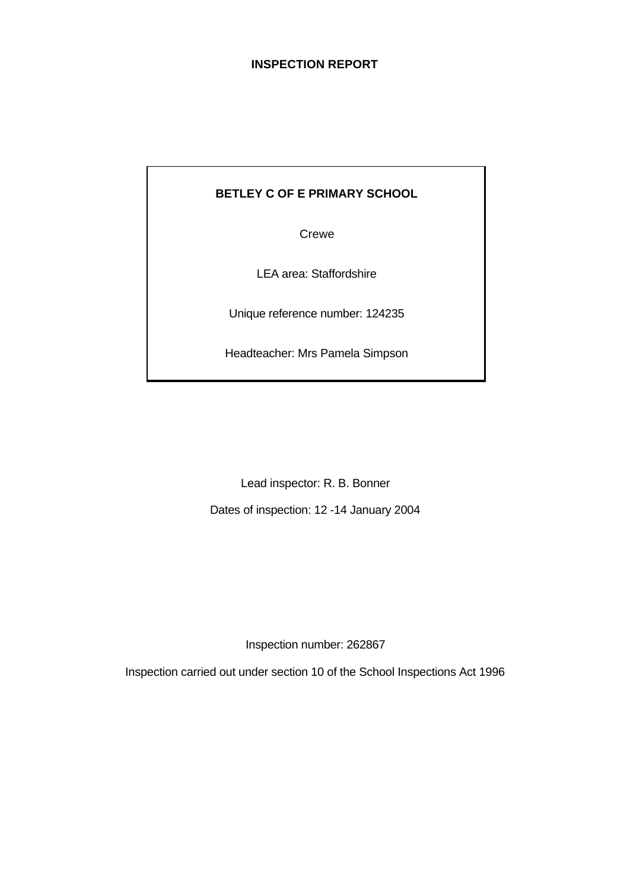# INSPECTION REPORT

**BETLEY C OF E PRIMARY SCHOOL**

Crewe

LEA area: Staffordshire

Unique reference number: 124235

Headteacher: Mrs Pamela Simpson

Lead inspector: R. B. Bonner

Dates of inspection: 12 -14 January 2004

Inspection number: 262867

Inspection carried out under section 10 of the School Inspections Act 1996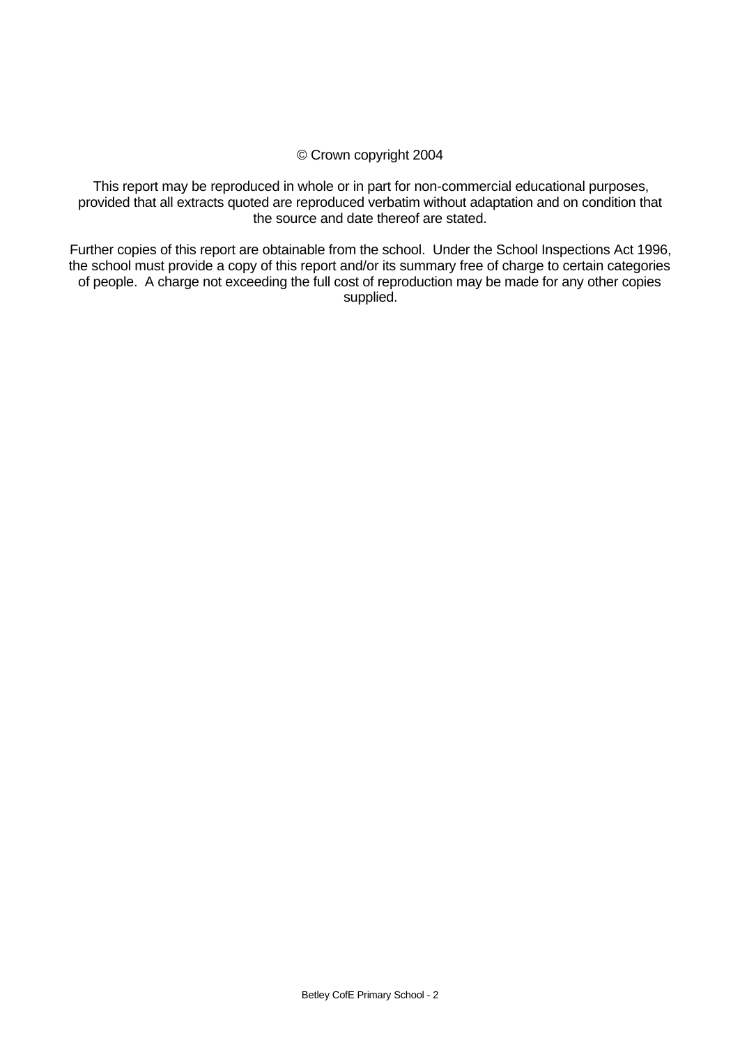© Crown copyright 2004

This report may be reproduced in whole or in part for non-commercial educational purposes, provided that all extracts quoted are reproduced verbatim without adaptation and on condition that the source and date thereof are stated.

Further copies of this report are obtainable from the school. Under the School Inspections Act 1996, the school must provide a copy of this report and/or its summary free of charge to certain categories of people. A charge not exceeding the full cost of reproduction may be made for any other copies supplied.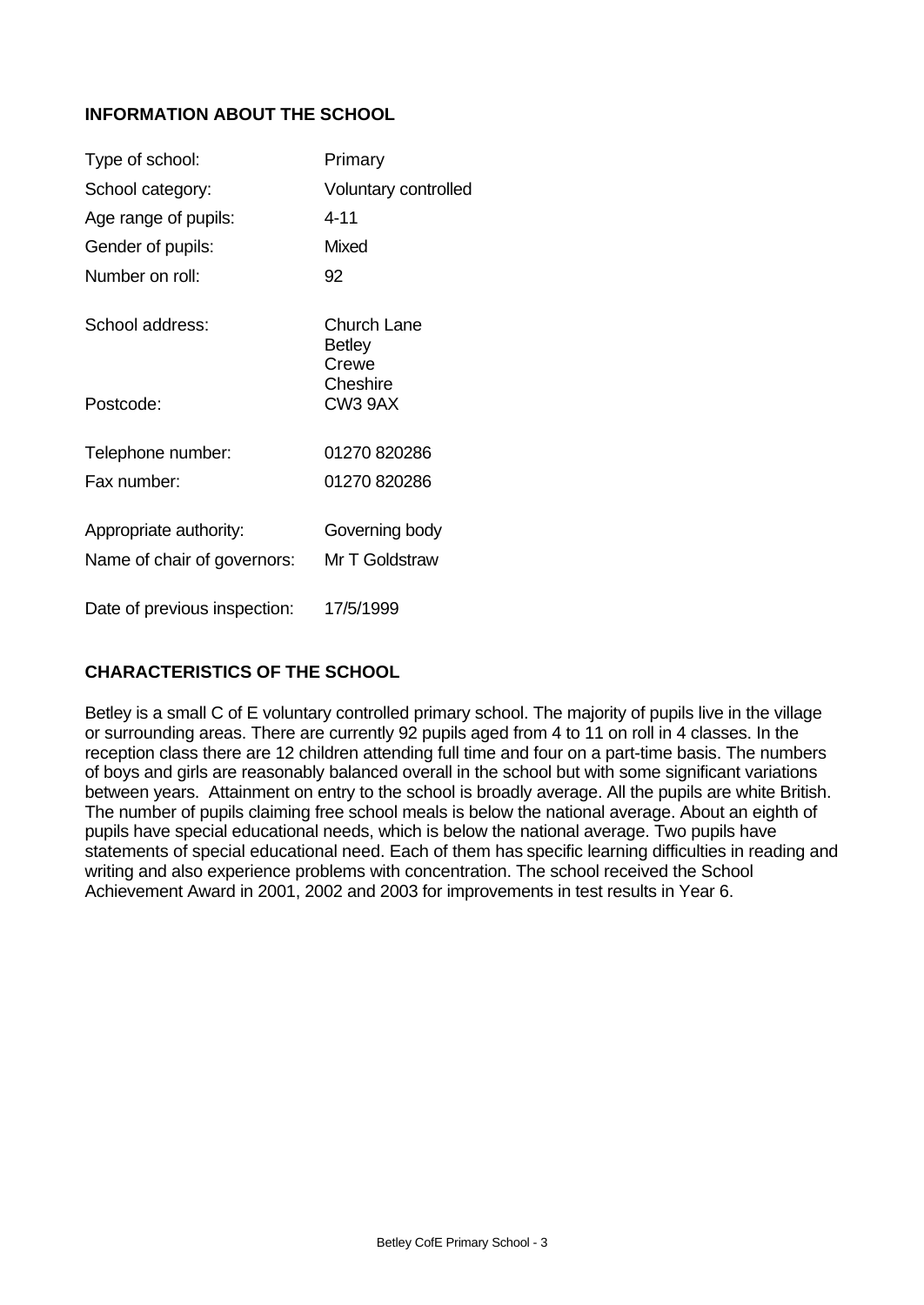## INFORMATION ABOUT THE SCHOOL

| | |
|---|---|
| Type of school: | Primary |
| School category: | Voluntary controlled |
| Age range of pupils: | 4-11 |
| Gender of pupils: | Mixed |
| Number on roll: | 92 |
| School address: | Church Lane<br>Betley<br>Crewe<br>Cheshire |
| Postcode: | CW3 9AX |
| Telephone number: | 01270 820286 |
| Fax number: | 01270 820286 |
| Appropriate authority: | Governing body |
| Name of chair of governors: | Mr T Goldstraw |
| Date of previous inspection: | 17/5/1999 |

## CHARACTERISTICS OF THE SCHOOL

Betley is a small C of E voluntary controlled primary school. The majority of pupils live in the village or surrounding areas. There are currently 92 pupils aged from 4 to 11 on roll in 4 classes. In the reception class there are 12 children attending full time and four on a part-time basis. The numbers of boys and girls are reasonably balanced overall in the school but with some significant variations between years. Attainment on entry to the school is broadly average. All the pupils are white British. The number of pupils claiming free school meals is below the national average. About an eighth of pupils have special educational needs, which is below the national average. Two pupils have statements of special educational need. Each of them has specific learning difficulties in reading and writing and also experience problems with concentration. The school received the School Achievement Award in 2001, 2002 and 2003 for improvements in test results in Year 6.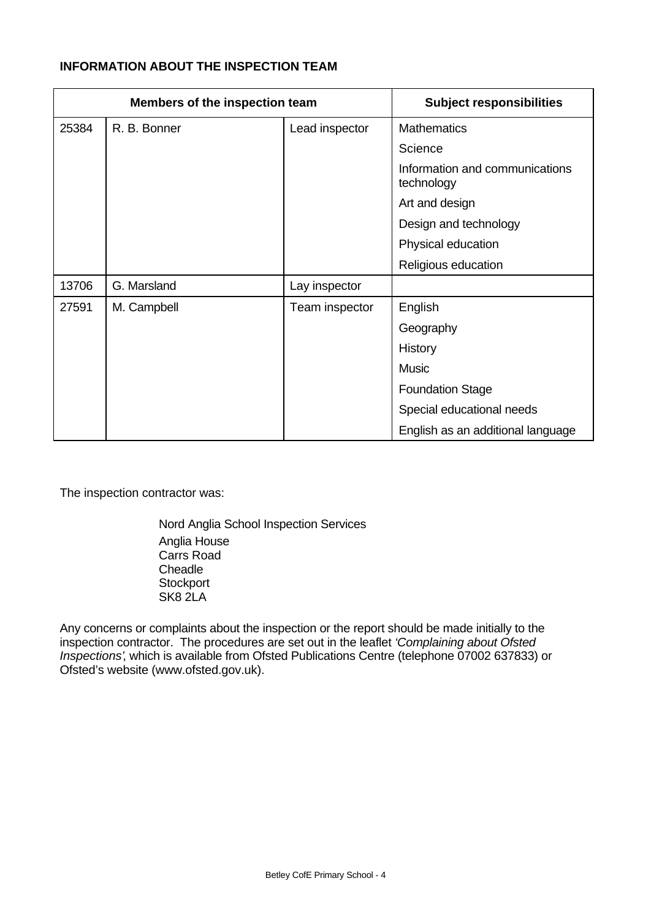**INFORMATION ABOUT THE INSPECTION TEAM**

| Members of the inspection team | | | Subject responsibilities |
|---|---|---|---|
| 25384 | R. B. Bonner | Lead inspector | Mathematics |
| | | | Science |
| | | | Information and communications technology |
| | | | Art and design |
| | | | Design and technology |
| | | | Physical education |
| | | | Religious education |
| 13706 | G. Marsland | Lay inspector | |
| 27591 | M. Campbell | Team inspector | English |
| | | | Geography |
| | | | History |
| | | | Music |
| | | | Foundation Stage |
| | | | Special educational needs |
| | | | English as an additional language |

The inspection contractor was:

Nord Anglia School Inspection Services
Anglia House
Carrs Road
Cheadle
Stockport
SK8 2LA

Any concerns or complaints about the inspection or the report should be made initially to the inspection contractor. The procedures are set out in the leaflet *'Complaining about Ofsted Inspections'*, which is available from Ofsted Publications Centre (telephone 07002 637833) or Ofsted's website (www.ofsted.gov.uk).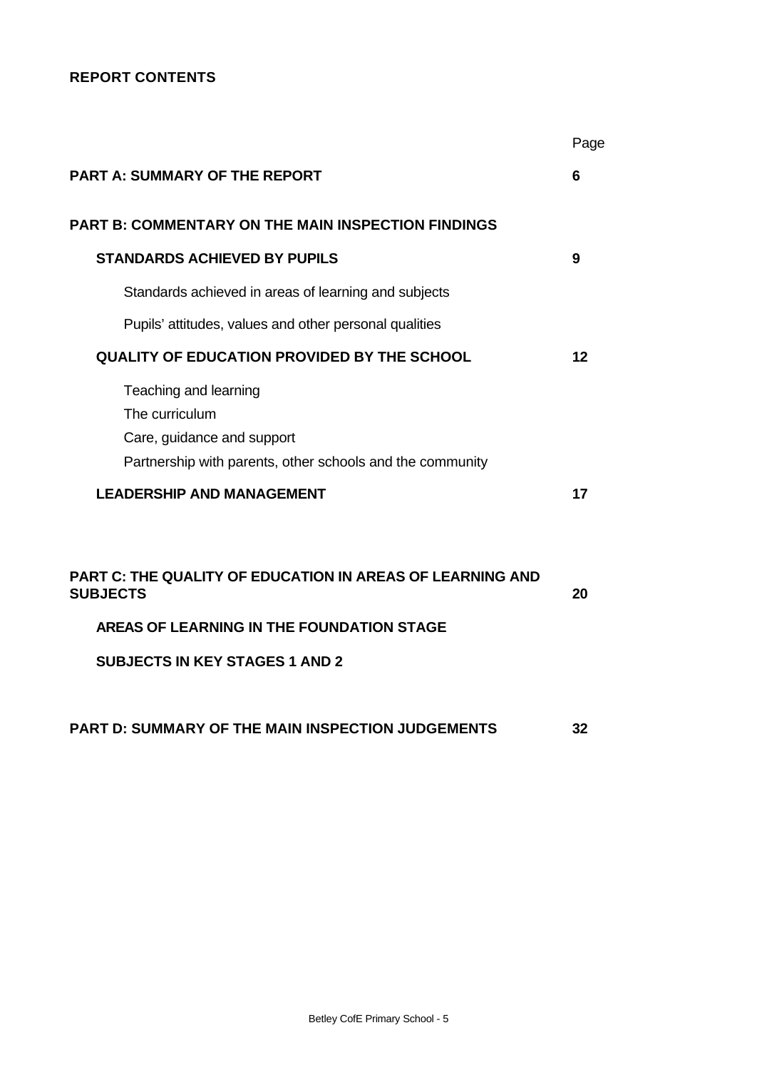**REPORT CONTENTS**

| | Page |
|---|---|
| **PART A: SUMMARY OF THE REPORT** | **6** |
| **PART B: COMMENTARY ON THE MAIN INSPECTION FINDINGS** | |
| **STANDARDS ACHIEVED BY PUPILS** | **9** |
| Standards achieved in areas of learning and subjects | |
| Pupils' attitudes, values and other personal qualities | |
| **QUALITY OF EDUCATION PROVIDED BY THE SCHOOL** | **12** |
| Teaching and learning | |
| The curriculum | |
| Care, guidance and support | |
| Partnership with parents, other schools and the community | |
| **LEADERSHIP AND MANAGEMENT** | **17** |
| **PART C: THE QUALITY OF EDUCATION IN AREAS OF LEARNING AND SUBJECTS** | **20** |
| **AREAS OF LEARNING IN THE FOUNDATION STAGE** | |
| **SUBJECTS IN KEY STAGES 1 AND 2** | |
| **PART D: SUMMARY OF THE MAIN INSPECTION JUDGEMENTS** | **32** |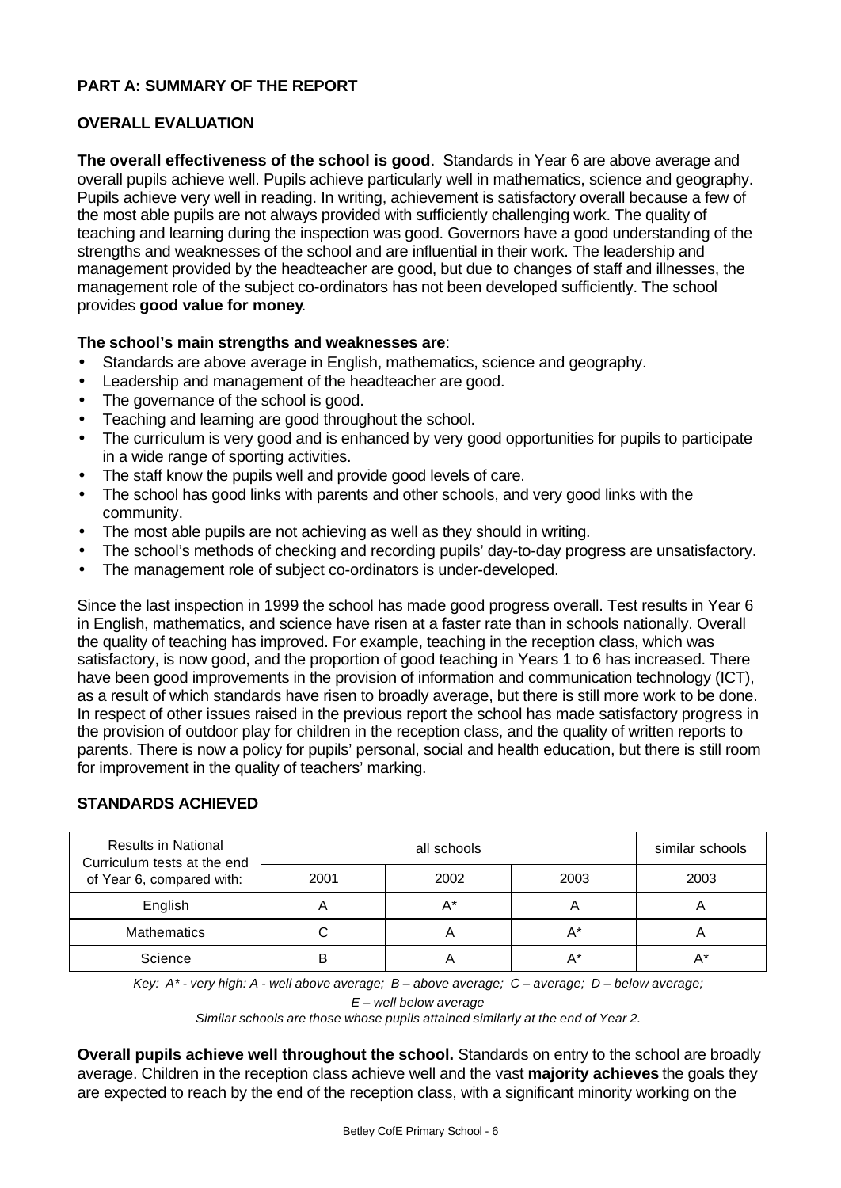## PART A: SUMMARY OF THE REPORT

### OVERALL EVALUATION

**The overall effectiveness of the school is good**. Standards in Year 6 are above average and overall pupils achieve well. Pupils achieve particularly well in mathematics, science and geography. Pupils achieve very well in reading. In writing, achievement is satisfactory overall because a few of the most able pupils are not always provided with sufficiently challenging work. The quality of teaching and learning during the inspection was good. Governors have a good understanding of the strengths and weaknesses of the school and are influential in their work. The leadership and management provided by the headteacher are good, but due to changes of staff and illnesses, the management role of the subject co-ordinators has not been developed sufficiently. The school provides **good value for money**.

**The school's main strengths and weaknesses are**:

- Standards are above average in English, mathematics, science and geography.
- Leadership and management of the headteacher are good.
- The governance of the school is good.
- Teaching and learning are good throughout the school.
- The curriculum is very good and is enhanced by very good opportunities for pupils to participate in a wide range of sporting activities.
- The staff know the pupils well and provide good levels of care.
- The school has good links with parents and other schools, and very good links with the community.
- The most able pupils are not achieving as well as they should in writing.
- The school's methods of checking and recording pupils' day-to-day progress are unsatisfactory.
- The management role of subject co-ordinators is under-developed.

Since the last inspection in 1999 the school has made good progress overall. Test results in Year 6 in English, mathematics, and science have risen at a faster rate than in schools nationally. Overall the quality of teaching has improved. For example, teaching in the reception class, which was satisfactory, is now good, and the proportion of good teaching in Years 1 to 6 has increased. There have been good improvements in the provision of information and communication technology (ICT), as a result of which standards have risen to broadly average, but there is still more work to be done. In respect of other issues raised in the previous report the school has made satisfactory progress in the provision of outdoor play for children in the reception class, and the quality of written reports to parents. There is now a policy for pupils' personal, social and health education, but there is still room for improvement in the quality of teachers' marking.

### STANDARDS ACHIEVED

| Results in National Curriculum tests at the end of Year 6, compared with: | all schools | | | similar schools |
|---|---|---|---|---|
| | 2001 | 2002 | 2003 | 2003 |
| English | A | A* | A | A |
| Mathematics | C | A | A* | A |
| Science | B | A | A* | A* |

*Key: A* - very high: A - well above average; B – above average; C – average; D – below average; E – well below average*

*Similar schools are those whose pupils attained similarly at the end of Year 2.*

**Overall pupils achieve well throughout the school.** Standards on entry to the school are broadly average. Children in the reception class achieve well and the vast **majority achieves** the goals they are expected to reach by the end of the reception class, with a significant minority working on the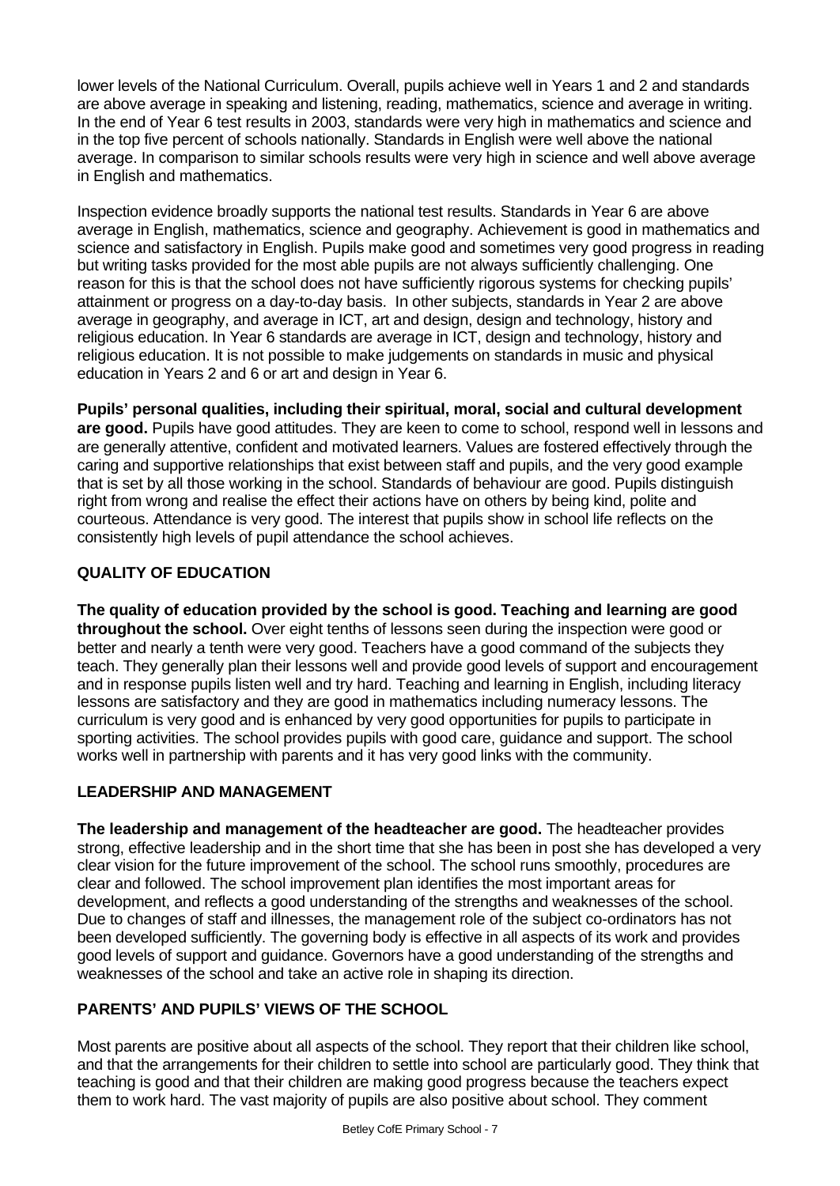lower levels of the National Curriculum. Overall, pupils achieve well in Years 1 and 2 and standards are above average in speaking and listening, reading, mathematics, science and average in writing. In the end of Year 6 test results in 2003, standards were very high in mathematics and science and in the top five percent of schools nationally. Standards in English were well above the national average. In comparison to similar schools results were very high in science and well above average in English and mathematics.

Inspection evidence broadly supports the national test results. Standards in Year 6 are above average in English, mathematics, science and geography. Achievement is good in mathematics and science and satisfactory in English. Pupils make good and sometimes very good progress in reading but writing tasks provided for the most able pupils are not always sufficiently challenging. One reason for this is that the school does not have sufficiently rigorous systems for checking pupils' attainment or progress on a day-to-day basis. In other subjects, standards in Year 2 are above average in geography, and average in ICT, art and design, design and technology, history and religious education. In Year 6 standards are average in ICT, design and technology, history and religious education. It is not possible to make judgements on standards in music and physical education in Years 2 and 6 or art and design in Year 6.

**Pupils' personal qualities, including their spiritual, moral, social and cultural development are good.** Pupils have good attitudes. They are keen to come to school, respond well in lessons and are generally attentive, confident and motivated learners. Values are fostered effectively through the caring and supportive relationships that exist between staff and pupils, and the very good example that is set by all those working in the school. Standards of behaviour are good. Pupils distinguish right from wrong and realise the effect their actions have on others by being kind, polite and courteous. Attendance is very good. The interest that pupils show in school life reflects on the consistently high levels of pupil attendance the school achieves.

## QUALITY OF EDUCATION

**The quality of education provided by the school is good. Teaching and learning are good throughout the school.** Over eight tenths of lessons seen during the inspection were good or better and nearly a tenth were very good. Teachers have a good command of the subjects they teach. They generally plan their lessons well and provide good levels of support and encouragement and in response pupils listen well and try hard. Teaching and learning in English, including literacy lessons are satisfactory and they are good in mathematics including numeracy lessons. The curriculum is very good and is enhanced by very good opportunities for pupils to participate in sporting activities. The school provides pupils with good care, guidance and support. The school works well in partnership with parents and it has very good links with the community.

## LEADERSHIP AND MANAGEMENT

**The leadership and management of the headteacher are good.** The headteacher provides strong, effective leadership and in the short time that she has been in post she has developed a very clear vision for the future improvement of the school. The school runs smoothly, procedures are clear and followed. The school improvement plan identifies the most important areas for development, and reflects a good understanding of the strengths and weaknesses of the school. Due to changes of staff and illnesses, the management role of the subject co-ordinators has not been developed sufficiently. The governing body is effective in all aspects of its work and provides good levels of support and guidance. Governors have a good understanding of the strengths and weaknesses of the school and take an active role in shaping its direction.

## PARENTS' AND PUPILS' VIEWS OF THE SCHOOL

Most parents are positive about all aspects of the school. They report that their children like school, and that the arrangements for their children to settle into school are particularly good. They think that teaching is good and that their children are making good progress because the teachers expect them to work hard. The vast majority of pupils are also positive about school. They comment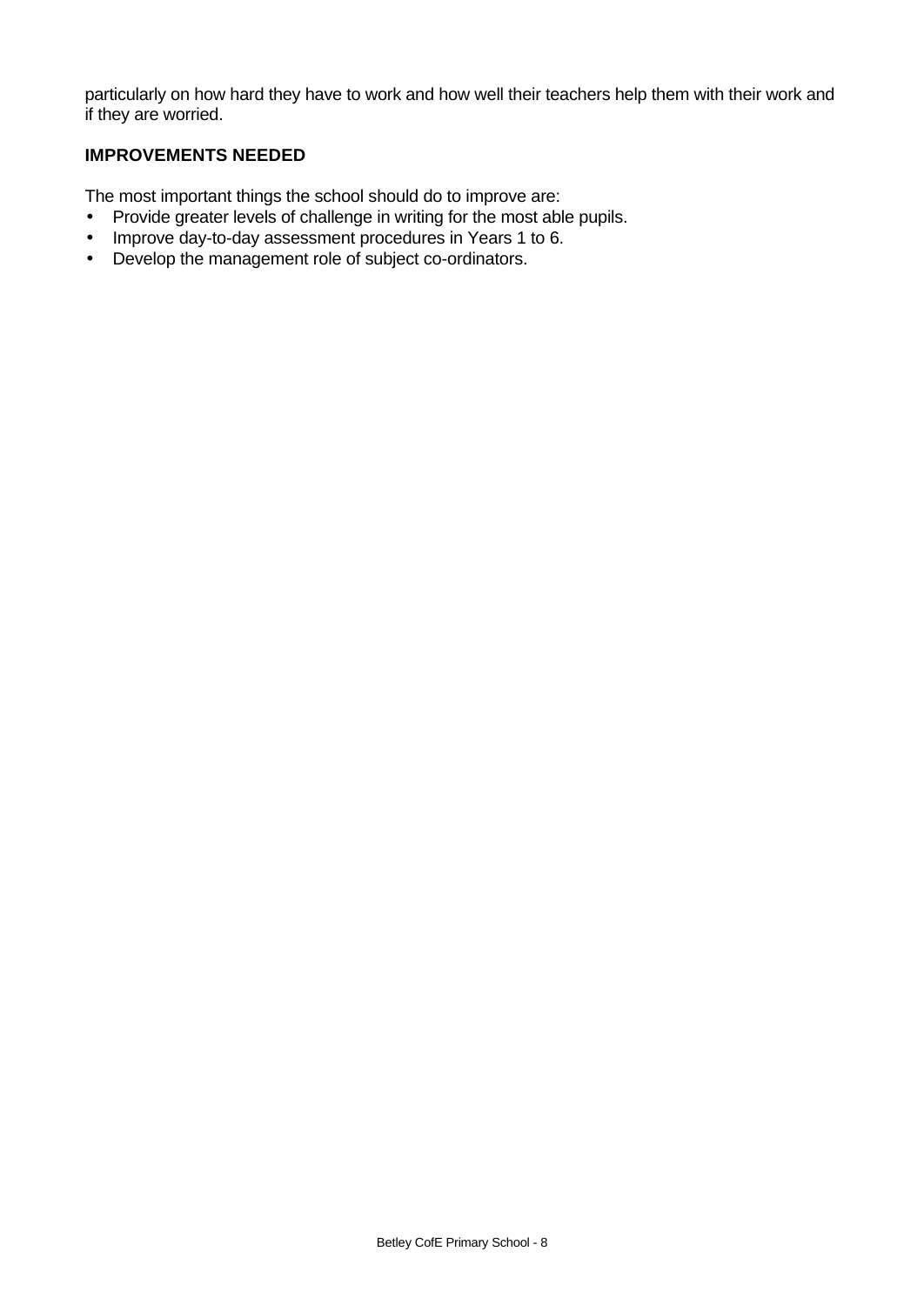particularly on how hard they have to work and how well their teachers help them with their work and if they are worried.

### IMPROVEMENTS NEEDED

The most important things the school should do to improve are:

- Provide greater levels of challenge in writing for the most able pupils.
- Improve day-to-day assessment procedures in Years 1 to 6.
- Develop the management role of subject co-ordinators.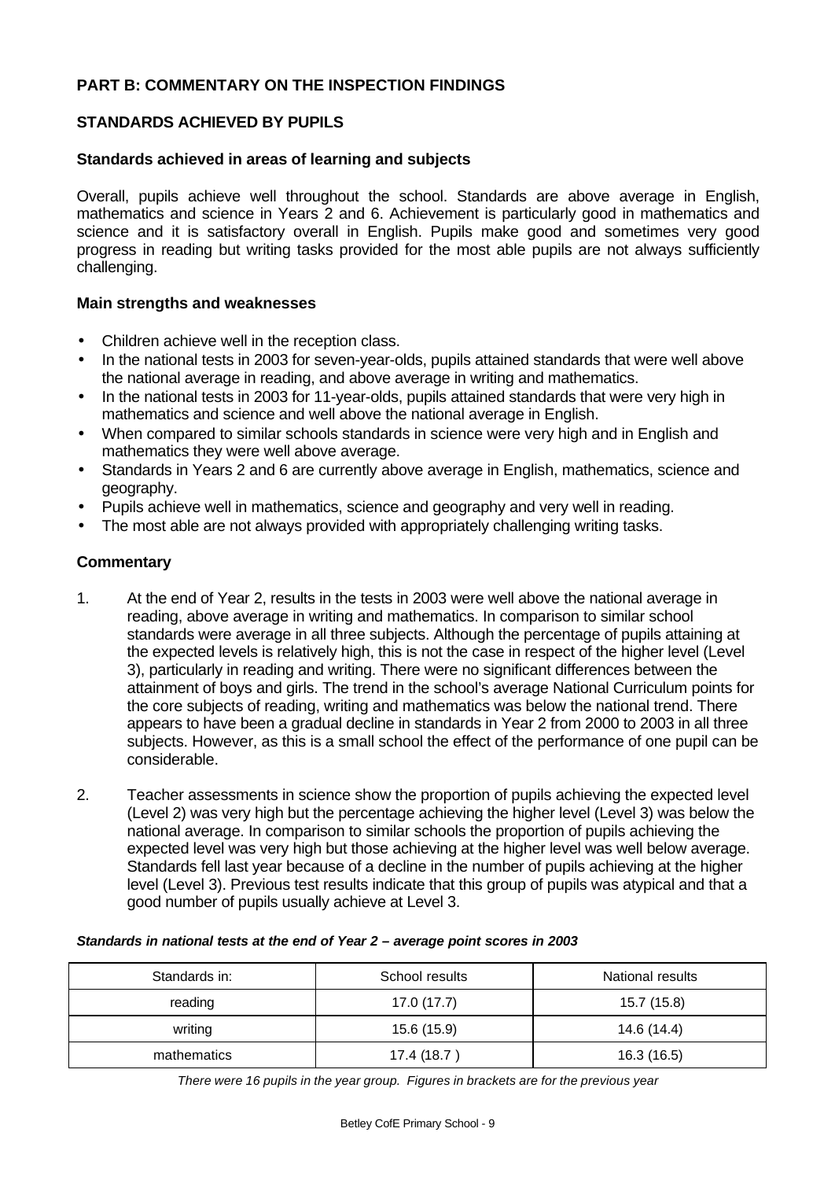## PART B: COMMENTARY ON THE INSPECTION FINDINGS

### STANDARDS ACHIEVED BY PUPILS

#### Standards achieved in areas of learning and subjects

Overall, pupils achieve well throughout the school. Standards are above average in English, mathematics and science in Years 2 and 6. Achievement is particularly good in mathematics and science and it is satisfactory overall in English. Pupils make good and sometimes very good progress in reading but writing tasks provided for the most able pupils are not always sufficiently challenging.

#### Main strengths and weaknesses

- Children achieve well in the reception class.
- In the national tests in 2003 for seven-year-olds, pupils attained standards that were well above the national average in reading, and above average in writing and mathematics.
- In the national tests in 2003 for 11-year-olds, pupils attained standards that were very high in mathematics and science and well above the national average in English.
- When compared to similar schools standards in science were very high and in English and mathematics they were well above average.
- Standards in Years 2 and 6 are currently above average in English, mathematics, science and geography.
- Pupils achieve well in mathematics, science and geography and very well in reading.
- The most able are not always provided with appropriately challenging writing tasks.

#### Commentary

1. At the end of Year 2, results in the tests in 2003 were well above the national average in reading, above average in writing and mathematics. In comparison to similar school standards were average in all three subjects. Although the percentage of pupils attaining at the expected levels is relatively high, this is not the case in respect of the higher level (Level 3), particularly in reading and writing. There were no significant differences between the attainment of boys and girls. The trend in the school's average National Curriculum points for the core subjects of reading, writing and mathematics was below the national trend. There appears to have been a gradual decline in standards in Year 2 from 2000 to 2003 in all three subjects. However, as this is a small school the effect of the performance of one pupil can be considerable.

2. Teacher assessments in science show the proportion of pupils achieving the expected level (Level 2) was very high but the percentage achieving the higher level (Level 3) was below the national average. In comparison to similar schools the proportion of pupils achieving the expected level was very high but those achieving at the higher level was well below average. Standards fell last year because of a decline in the number of pupils achieving at the higher level (Level 3). Previous test results indicate that this group of pupils was atypical and that a good number of pupils usually achieve at Level 3.

***Standards in national tests at the end of Year 2 – average point scores in 2003***

| Standards in: | School results | National results |
|---|---|---|
| reading | 17.0 (17.7) | 15.7 (15.8) |
| writing | 15.6 (15.9) | 14.6 (14.4) |
| mathematics | 17.4 (18.7 ) | 16.3 (16.5) |

*There were 16 pupils in the year group. Figures in brackets are for the previous year*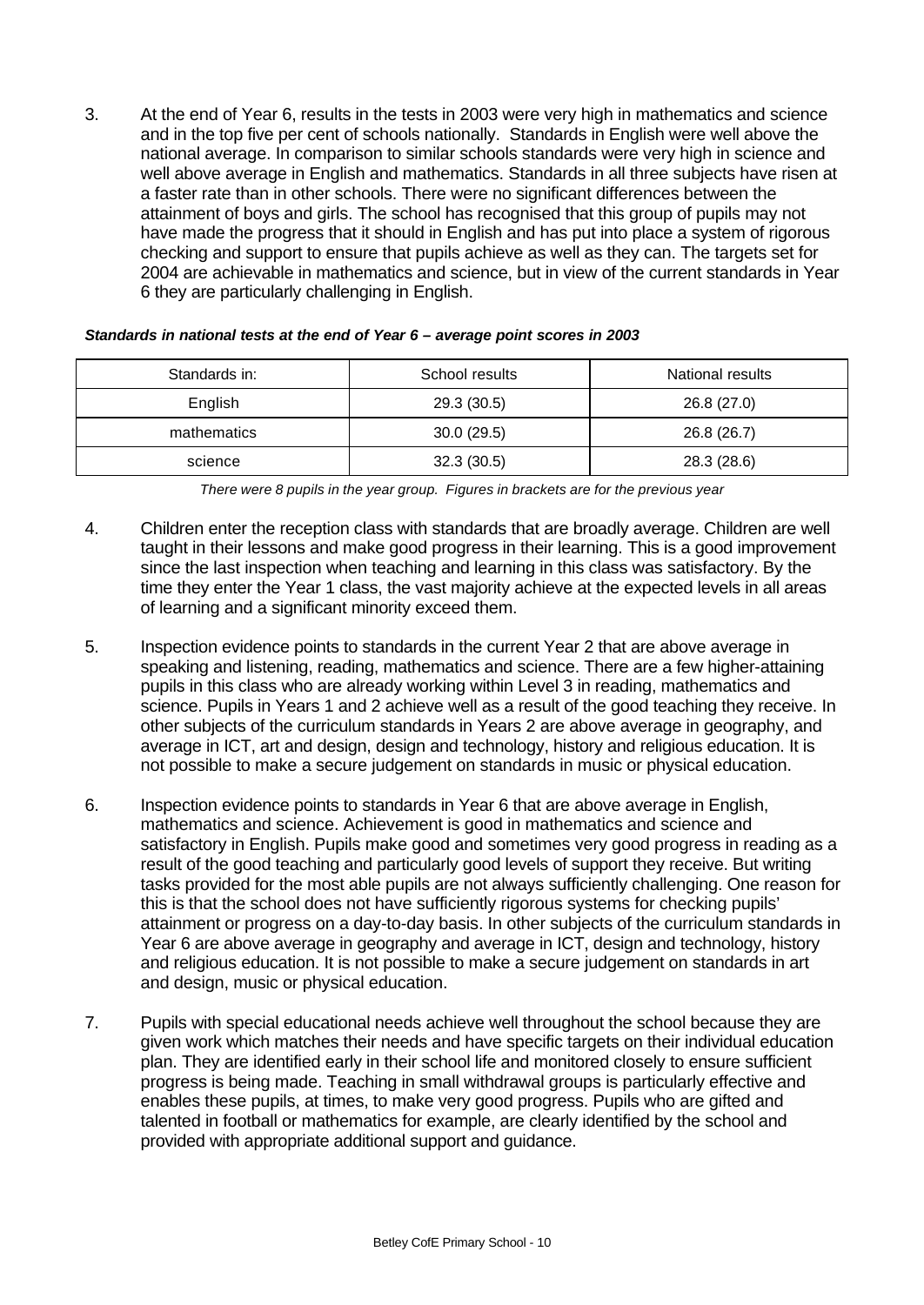3. At the end of Year 6, results in the tests in 2003 were very high in mathematics and science and in the top five per cent of schools nationally. Standards in English were well above the national average. In comparison to similar schools standards were very high in science and well above average in English and mathematics. Standards in all three subjects have risen at a faster rate than in other schools. There were no significant differences between the attainment of boys and girls. The school has recognised that this group of pupils may not have made the progress that it should in English and has put into place a system of rigorous checking and support to ensure that pupils achieve as well as they can. The targets set for 2004 are achievable in mathematics and science, but in view of the current standards in Year 6 they are particularly challenging in English.

***Standards in national tests at the end of Year 6 – average point scores in 2003***

| Standards in: | School results | National results |
|---|---|---|
| English | 29.3 (30.5) | 26.8 (27.0) |
| mathematics | 30.0 (29.5) | 26.8 (26.7) |
| science | 32.3 (30.5) | 28.3 (28.6) |

*There were 8 pupils in the year group. Figures in brackets are for the previous year*

4. Children enter the reception class with standards that are broadly average. Children are well taught in their lessons and make good progress in their learning. This is a good improvement since the last inspection when teaching and learning in this class was satisfactory. By the time they enter the Year 1 class, the vast majority achieve at the expected levels in all areas of learning and a significant minority exceed them.

5. Inspection evidence points to standards in the current Year 2 that are above average in speaking and listening, reading, mathematics and science. There are a few higher-attaining pupils in this class who are already working within Level 3 in reading, mathematics and science. Pupils in Years 1 and 2 achieve well as a result of the good teaching they receive. In other subjects of the curriculum standards in Years 2 are above average in geography, and average in ICT, art and design, design and technology, history and religious education. It is not possible to make a secure judgement on standards in music or physical education.

6. Inspection evidence points to standards in Year 6 that are above average in English, mathematics and science. Achievement is good in mathematics and science and satisfactory in English. Pupils make good and sometimes very good progress in reading as a result of the good teaching and particularly good levels of support they receive. But writing tasks provided for the most able pupils are not always sufficiently challenging. One reason for this is that the school does not have sufficiently rigorous systems for checking pupils' attainment or progress on a day-to-day basis. In other subjects of the curriculum standards in Year 6 are above average in geography and average in ICT, design and technology, history and religious education. It is not possible to make a secure judgement on standards in art and design, music or physical education.

7. Pupils with special educational needs achieve well throughout the school because they are given work which matches their needs and have specific targets on their individual education plan. They are identified early in their school life and monitored closely to ensure sufficient progress is being made. Teaching in small withdrawal groups is particularly effective and enables these pupils, at times, to make very good progress. Pupils who are gifted and talented in football or mathematics for example, are clearly identified by the school and provided with appropriate additional support and guidance.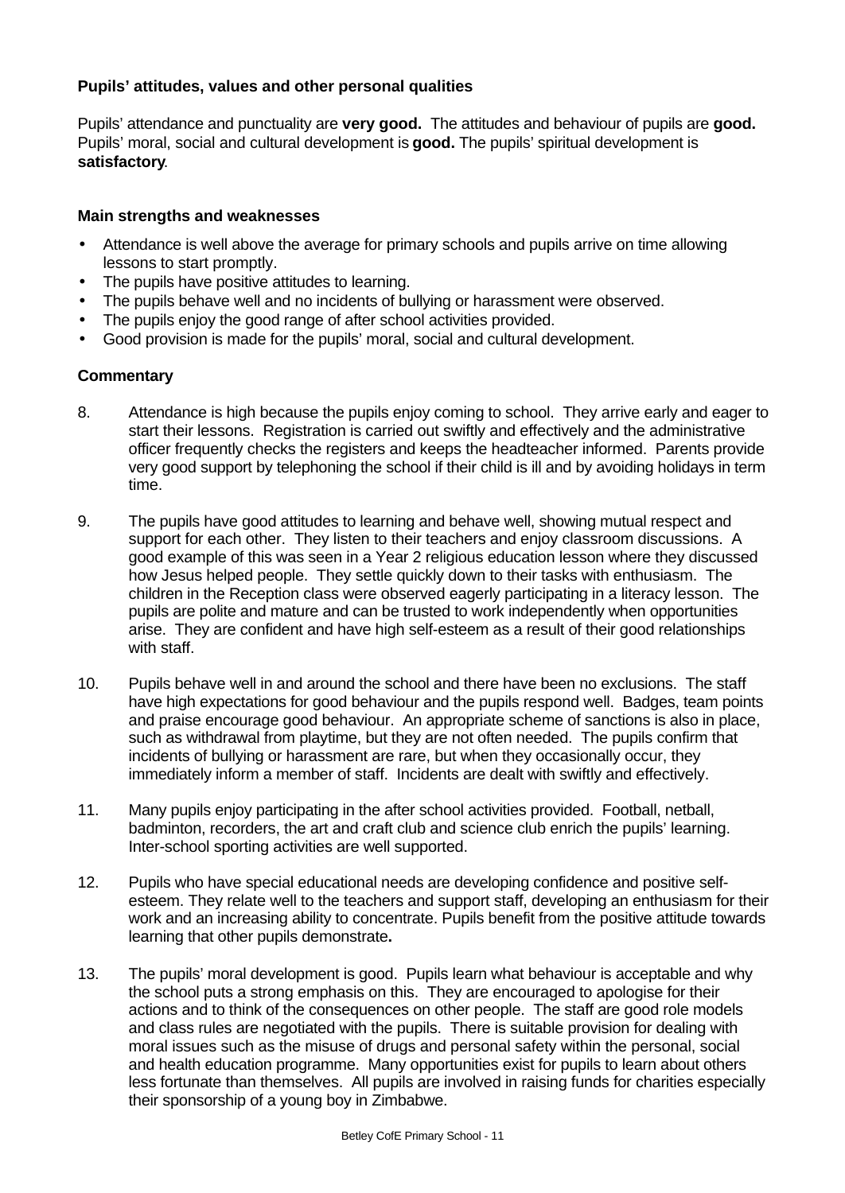### Pupils' attitudes, values and other personal qualities

Pupils' attendance and punctuality are **very good.** The attitudes and behaviour of pupils are **good.** Pupils' moral, social and cultural development is **good.** The pupils' spiritual development is **satisfactory**.

#### Main strengths and weaknesses

- Attendance is well above the average for primary schools and pupils arrive on time allowing lessons to start promptly.
- The pupils have positive attitudes to learning.
- The pupils behave well and no incidents of bullying or harassment were observed.
- The pupils enjoy the good range of after school activities provided.
- Good provision is made for the pupils' moral, social and cultural development.

#### Commentary

8. Attendance is high because the pupils enjoy coming to school. They arrive early and eager to start their lessons. Registration is carried out swiftly and effectively and the administrative officer frequently checks the registers and keeps the headteacher informed. Parents provide very good support by telephoning the school if their child is ill and by avoiding holidays in term time.

9. The pupils have good attitudes to learning and behave well, showing mutual respect and support for each other. They listen to their teachers and enjoy classroom discussions. A good example of this was seen in a Year 2 religious education lesson where they discussed how Jesus helped people. They settle quickly down to their tasks with enthusiasm. The children in the Reception class were observed eagerly participating in a literacy lesson. The pupils are polite and mature and can be trusted to work independently when opportunities arise. They are confident and have high self-esteem as a result of their good relationships with staff.

10. Pupils behave well in and around the school and there have been no exclusions. The staff have high expectations for good behaviour and the pupils respond well. Badges, team points and praise encourage good behaviour. An appropriate scheme of sanctions is also in place, such as withdrawal from playtime, but they are not often needed. The pupils confirm that incidents of bullying or harassment are rare, but when they occasionally occur, they immediately inform a member of staff. Incidents are dealt with swiftly and effectively.

11. Many pupils enjoy participating in the after school activities provided. Football, netball, badminton, recorders, the art and craft club and science club enrich the pupils' learning. Inter-school sporting activities are well supported.

12. Pupils who have special educational needs are developing confidence and positive self-esteem. They relate well to the teachers and support staff, developing an enthusiasm for their work and an increasing ability to concentrate. Pupils benefit from the positive attitude towards learning that other pupils demonstrate**.**

13. The pupils' moral development is good. Pupils learn what behaviour is acceptable and why the school puts a strong emphasis on this. They are encouraged to apologise for their actions and to think of the consequences on other people. The staff are good role models and class rules are negotiated with the pupils. There is suitable provision for dealing with moral issues such as the misuse of drugs and personal safety within the personal, social and health education programme. Many opportunities exist for pupils to learn about others less fortunate than themselves. All pupils are involved in raising funds for charities especially their sponsorship of a young boy in Zimbabwe.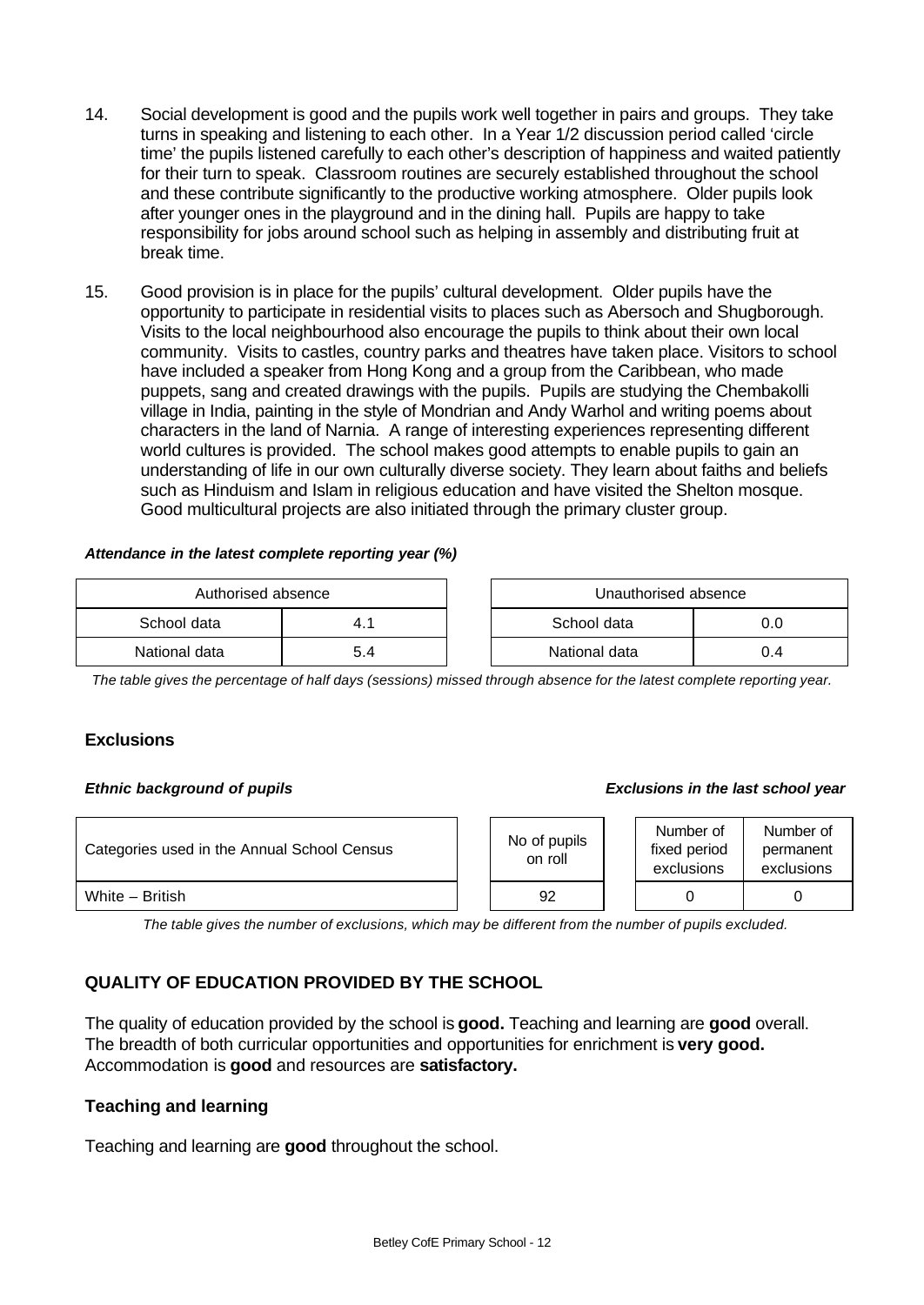14. Social development is good and the pupils work well together in pairs and groups. They take turns in speaking and listening to each other. In a Year 1/2 discussion period called 'circle time' the pupils listened carefully to each other's description of happiness and waited patiently for their turn to speak. Classroom routines are securely established throughout the school and these contribute significantly to the productive working atmosphere. Older pupils look after younger ones in the playground and in the dining hall. Pupils are happy to take responsibility for jobs around school such as helping in assembly and distributing fruit at break time.

15. Good provision is in place for the pupils' cultural development. Older pupils have the opportunity to participate in residential visits to places such as Abersoch and Shugborough. Visits to the local neighbourhood also encourage the pupils to think about their own local community. Visits to castles, country parks and theatres have taken place. Visitors to school have included a speaker from Hong Kong and a group from the Caribbean, who made puppets, sang and created drawings with the pupils. Pupils are studying the Chembakolli village in India, painting in the style of Mondrian and Andy Warhol and writing poems about characters in the land of Narnia. A range of interesting experiences representing different world cultures is provided. The school makes good attempts to enable pupils to gain an understanding of life in our own culturally diverse society. They learn about faiths and beliefs such as Hinduism and Islam in religious education and have visited the Shelton mosque. Good multicultural projects are also initiated through the primary cluster group.

***Attendance in the latest complete reporting year (%)***

| Authorised absence | |
|---|---|
| School data | 4.1 |
| National data | 5.4 |

| Unauthorised absence | |
|---|---|
| School data | 0.0 |
| National data | 0.4 |

*The table gives the percentage of half days (sessions) missed through absence for the latest complete reporting year.*

### Exclusions

***Ethnic background of pupils*** ***Exclusions in the last school year***

| Categories used in the Annual School Census | No of pupils on roll | Number of fixed period exclusions | Number of permanent exclusions |
|---|---|---|---|
| White – British | 92 | 0 | 0 |

*The table gives the number of exclusions, which may be different from the number of pupils excluded.*

## QUALITY OF EDUCATION PROVIDED BY THE SCHOOL

The quality of education provided by the school is **good.** Teaching and learning are **good** overall. The breadth of both curricular opportunities and opportunities for enrichment is **very good.** Accommodation is **good** and resources are **satisfactory.**

### Teaching and learning

Teaching and learning are **good** throughout the school.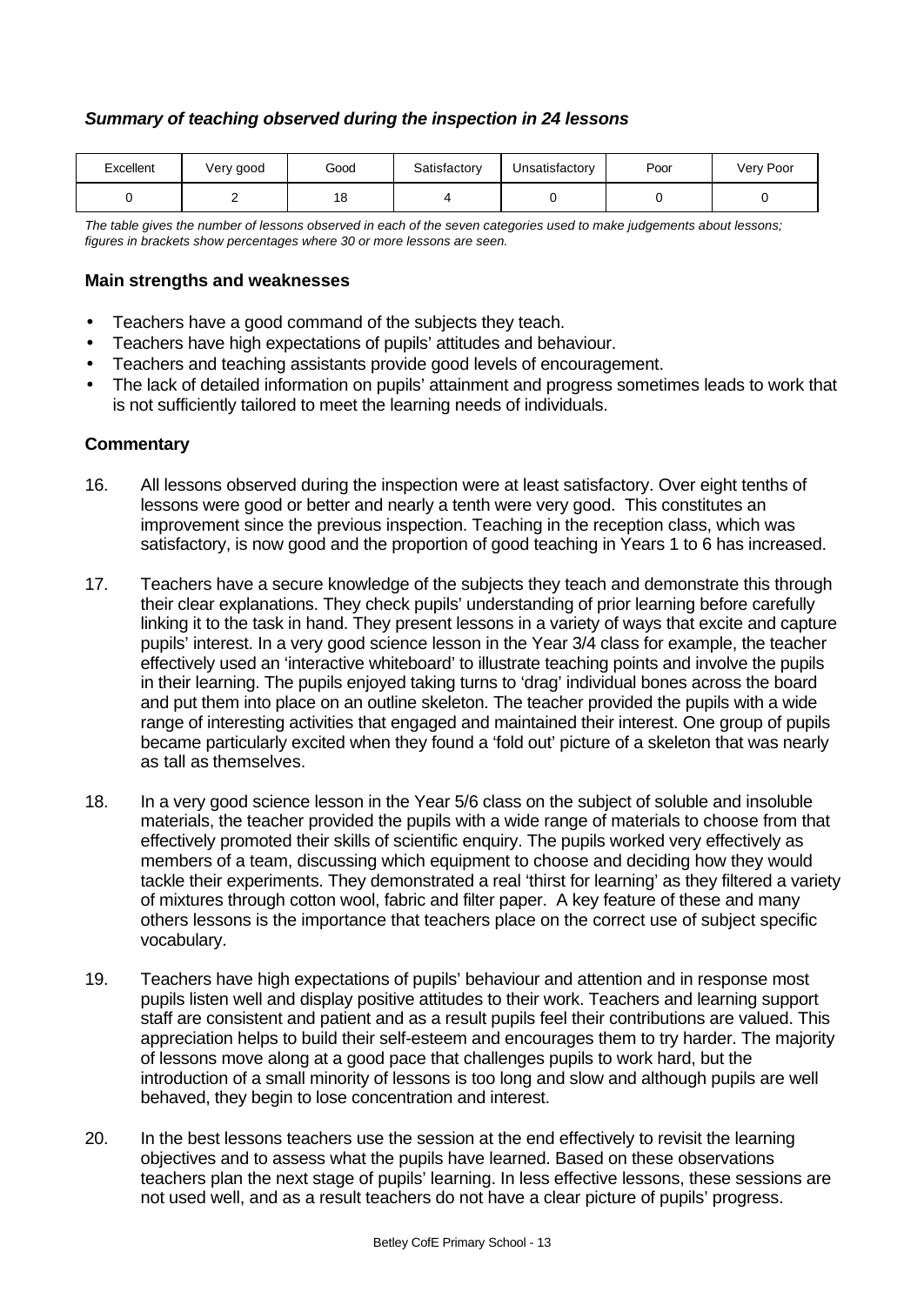### *Summary of teaching observed during the inspection in 24 lessons*

| Excellent | Very good | Good | Satisfactory | Unsatisfactory | Poor | Very Poor |
|---|---|---|---|---|---|---|
| 0 | 2 | 18 | 4 | 0 | 0 | 0 |

*The table gives the number of lessons observed in each of the seven categories used to make judgements about lessons; figures in brackets show percentages where 30 or more lessons are seen.*

**Main strengths and weaknesses**

- Teachers have a good command of the subjects they teach.
- Teachers have high expectations of pupils' attitudes and behaviour.
- Teachers and teaching assistants provide good levels of encouragement.
- The lack of detailed information on pupils' attainment and progress sometimes leads to work that is not sufficiently tailored to meet the learning needs of individuals.

**Commentary**

16. All lessons observed during the inspection were at least satisfactory. Over eight tenths of lessons were good or better and nearly a tenth were very good. This constitutes an improvement since the previous inspection. Teaching in the reception class, which was satisfactory, is now good and the proportion of good teaching in Years 1 to 6 has increased.

17. Teachers have a secure knowledge of the subjects they teach and demonstrate this through their clear explanations. They check pupils' understanding of prior learning before carefully linking it to the task in hand. They present lessons in a variety of ways that excite and capture pupils' interest. In a very good science lesson in the Year 3/4 class for example, the teacher effectively used an 'interactive whiteboard' to illustrate teaching points and involve the pupils in their learning. The pupils enjoyed taking turns to 'drag' individual bones across the board and put them into place on an outline skeleton. The teacher provided the pupils with a wide range of interesting activities that engaged and maintained their interest. One group of pupils became particularly excited when they found a 'fold out' picture of a skeleton that was nearly as tall as themselves.

18. In a very good science lesson in the Year 5/6 class on the subject of soluble and insoluble materials, the teacher provided the pupils with a wide range of materials to choose from that effectively promoted their skills of scientific enquiry. The pupils worked very effectively as members of a team, discussing which equipment to choose and deciding how they would tackle their experiments. They demonstrated a real 'thirst for learning' as they filtered a variety of mixtures through cotton wool, fabric and filter paper. A key feature of these and many others lessons is the importance that teachers place on the correct use of subject specific vocabulary.

19. Teachers have high expectations of pupils' behaviour and attention and in response most pupils listen well and display positive attitudes to their work. Teachers and learning support staff are consistent and patient and as a result pupils feel their contributions are valued. This appreciation helps to build their self-esteem and encourages them to try harder. The majority of lessons move along at a good pace that challenges pupils to work hard, but the introduction of a small minority of lessons is too long and slow and although pupils are well behaved, they begin to lose concentration and interest.

20. In the best lessons teachers use the session at the end effectively to revisit the learning objectives and to assess what the pupils have learned. Based on these observations teachers plan the next stage of pupils' learning. In less effective lessons, these sessions are not used well, and as a result teachers do not have a clear picture of pupils' progress.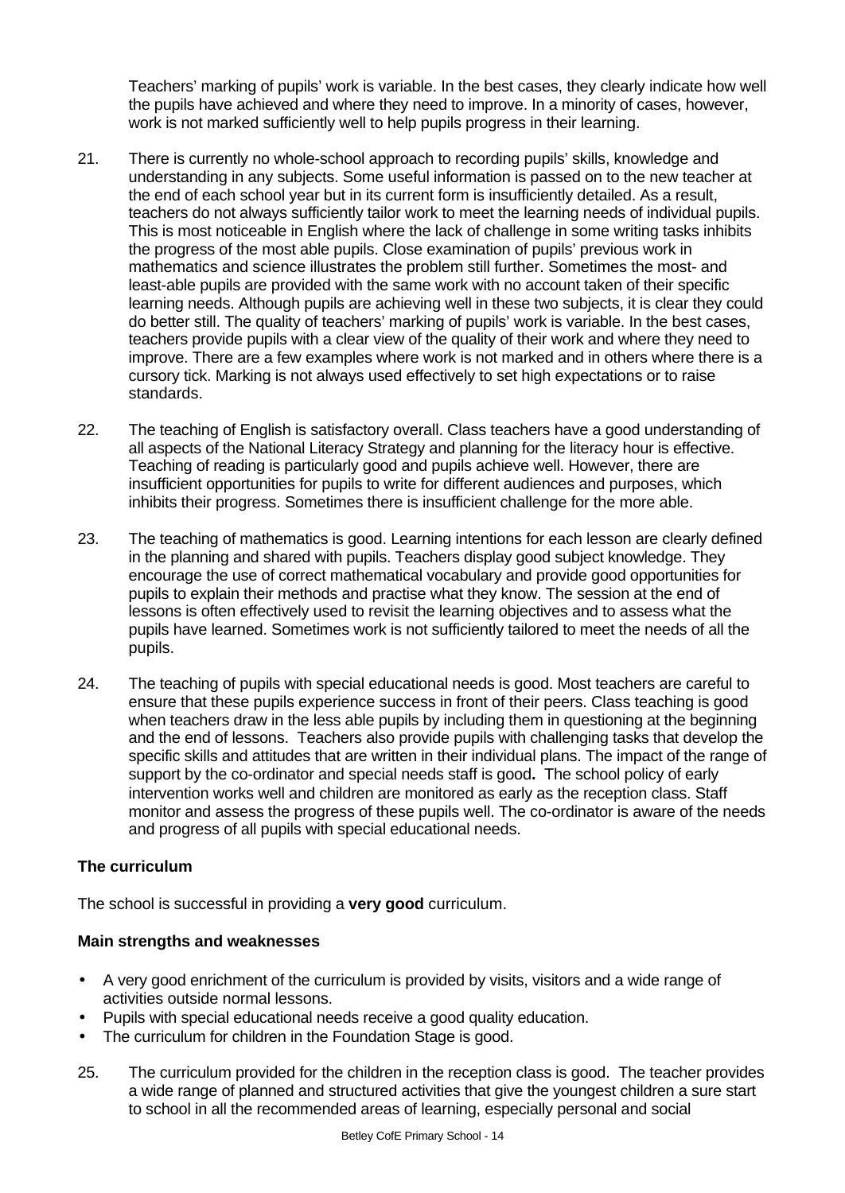Teachers' marking of pupils' work is variable. In the best cases, they clearly indicate how well the pupils have achieved and where they need to improve. In a minority of cases, however, work is not marked sufficiently well to help pupils progress in their learning.

21. There is currently no whole-school approach to recording pupils' skills, knowledge and understanding in any subjects. Some useful information is passed on to the new teacher at the end of each school year but in its current form is insufficiently detailed. As a result, teachers do not always sufficiently tailor work to meet the learning needs of individual pupils. This is most noticeable in English where the lack of challenge in some writing tasks inhibits the progress of the most able pupils. Close examination of pupils' previous work in mathematics and science illustrates the problem still further. Sometimes the most- and least-able pupils are provided with the same work with no account taken of their specific learning needs. Although pupils are achieving well in these two subjects, it is clear they could do better still. The quality of teachers' marking of pupils' work is variable. In the best cases, teachers provide pupils with a clear view of the quality of their work and where they need to improve. There are a few examples where work is not marked and in others where there is a cursory tick. Marking is not always used effectively to set high expectations or to raise standards.

22. The teaching of English is satisfactory overall. Class teachers have a good understanding of all aspects of the National Literacy Strategy and planning for the literacy hour is effective. Teaching of reading is particularly good and pupils achieve well. However, there are insufficient opportunities for pupils to write for different audiences and purposes, which inhibits their progress. Sometimes there is insufficient challenge for the more able.

23. The teaching of mathematics is good. Learning intentions for each lesson are clearly defined in the planning and shared with pupils. Teachers display good subject knowledge. They encourage the use of correct mathematical vocabulary and provide good opportunities for pupils to explain their methods and practise what they know. The session at the end of lessons is often effectively used to revisit the learning objectives and to assess what the pupils have learned. Sometimes work is not sufficiently tailored to meet the needs of all the pupils.

24. The teaching of pupils with special educational needs is good. Most teachers are careful to ensure that these pupils experience success in front of their peers. Class teaching is good when teachers draw in the less able pupils by including them in questioning at the beginning and the end of lessons. Teachers also provide pupils with challenging tasks that develop the specific skills and attitudes that are written in their individual plans. The impact of the range of support by the co-ordinator and special needs staff is good**.** The school policy of early intervention works well and children are monitored as early as the reception class. Staff monitor and assess the progress of these pupils well. The co-ordinator is aware of the needs and progress of all pupils with special educational needs.

### The curriculum

The school is successful in providing a **very good** curriculum.

#### Main strengths and weaknesses

- A very good enrichment of the curriculum is provided by visits, visitors and a wide range of activities outside normal lessons.
- Pupils with special educational needs receive a good quality education.
- The curriculum for children in the Foundation Stage is good.

25. The curriculum provided for the children in the reception class is good. The teacher provides a wide range of planned and structured activities that give the youngest children a sure start to school in all the recommended areas of learning, especially personal and social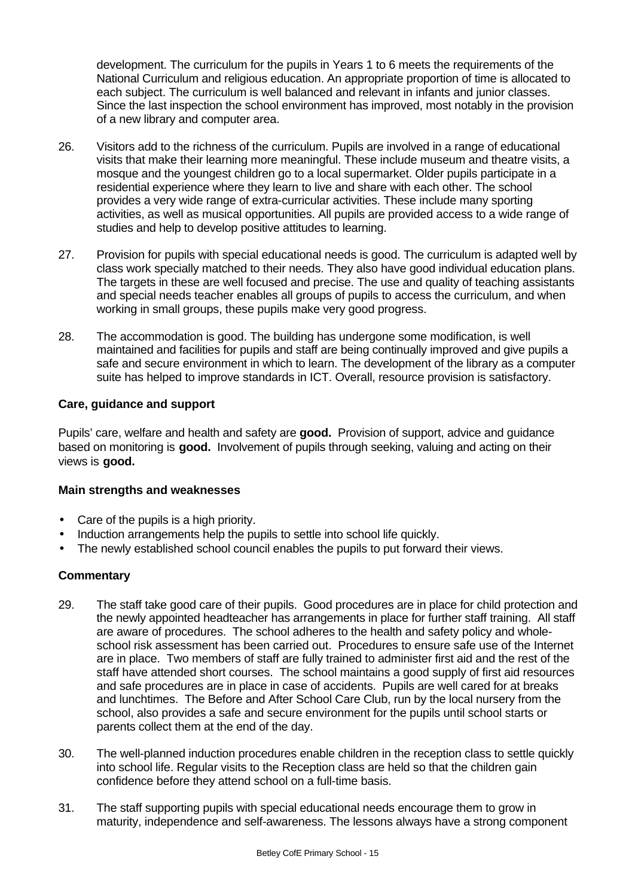development. The curriculum for the pupils in Years 1 to 6 meets the requirements of the National Curriculum and religious education. An appropriate proportion of time is allocated to each subject. The curriculum is well balanced and relevant in infants and junior classes. Since the last inspection the school environment has improved, most notably in the provision of a new library and computer area.

26. Visitors add to the richness of the curriculum. Pupils are involved in a range of educational visits that make their learning more meaningful. These include museum and theatre visits, a mosque and the youngest children go to a local supermarket. Older pupils participate in a residential experience where they learn to live and share with each other. The school provides a very wide range of extra-curricular activities. These include many sporting activities, as well as musical opportunities. All pupils are provided access to a wide range of studies and help to develop positive attitudes to learning.

27. Provision for pupils with special educational needs is good. The curriculum is adapted well by class work specially matched to their needs. They also have good individual education plans. The targets in these are well focused and precise. The use and quality of teaching assistants and special needs teacher enables all groups of pupils to access the curriculum, and when working in small groups, these pupils make very good progress.

28. The accommodation is good. The building has undergone some modification, is well maintained and facilities for pupils and staff are being continually improved and give pupils a safe and secure environment in which to learn. The development of the library as a computer suite has helped to improve standards in ICT. Overall, resource provision is satisfactory.

### Care, guidance and support

Pupils' care, welfare and health and safety are **good.** Provision of support, advice and guidance based on monitoring is **good.** Involvement of pupils through seeking, valuing and acting on their views is **good.**

### Main strengths and weaknesses

- Care of the pupils is a high priority.
- Induction arrangements help the pupils to settle into school life quickly.
- The newly established school council enables the pupils to put forward their views.

### Commentary

29. The staff take good care of their pupils. Good procedures are in place for child protection and the newly appointed headteacher has arrangements in place for further staff training. All staff are aware of procedures. The school adheres to the health and safety policy and whole-school risk assessment has been carried out. Procedures to ensure safe use of the Internet are in place. Two members of staff are fully trained to administer first aid and the rest of the staff have attended short courses. The school maintains a good supply of first aid resources and safe procedures are in place in case of accidents. Pupils are well cared for at breaks and lunchtimes. The Before and After School Care Club, run by the local nursery from the school, also provides a safe and secure environment for the pupils until school starts or parents collect them at the end of the day.

30. The well-planned induction procedures enable children in the reception class to settle quickly into school life. Regular visits to the Reception class are held so that the children gain confidence before they attend school on a full-time basis.

31. The staff supporting pupils with special educational needs encourage them to grow in maturity, independence and self-awareness. The lessons always have a strong component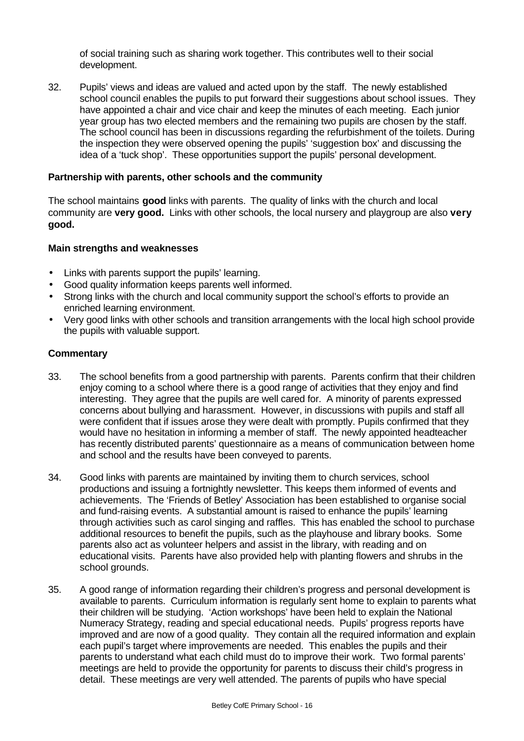of social training such as sharing work together. This contributes well to their social development.

32. Pupils' views and ideas are valued and acted upon by the staff. The newly established school council enables the pupils to put forward their suggestions about school issues. They have appointed a chair and vice chair and keep the minutes of each meeting. Each junior year group has two elected members and the remaining two pupils are chosen by the staff. The school council has been in discussions regarding the refurbishment of the toilets. During the inspection they were observed opening the pupils' 'suggestion box' and discussing the idea of a 'tuck shop'. These opportunities support the pupils' personal development.

### Partnership with parents, other schools and the community

The school maintains **good** links with parents. The quality of links with the church and local community are **very good.** Links with other schools, the local nursery and playgroup are also **very good.**

### Main strengths and weaknesses

- Links with parents support the pupils' learning.
- Good quality information keeps parents well informed.
- Strong links with the church and local community support the school's efforts to provide an enriched learning environment.
- Very good links with other schools and transition arrangements with the local high school provide the pupils with valuable support.

### Commentary

33. The school benefits from a good partnership with parents. Parents confirm that their children enjoy coming to a school where there is a good range of activities that they enjoy and find interesting. They agree that the pupils are well cared for. A minority of parents expressed concerns about bullying and harassment. However, in discussions with pupils and staff all were confident that if issues arose they were dealt with promptly. Pupils confirmed that they would have no hesitation in informing a member of staff. The newly appointed headteacher has recently distributed parents' questionnaire as a means of communication between home and school and the results have been conveyed to parents.

34. Good links with parents are maintained by inviting them to church services, school productions and issuing a fortnightly newsletter. This keeps them informed of events and achievements. The 'Friends of Betley' Association has been established to organise social and fund-raising events. A substantial amount is raised to enhance the pupils' learning through activities such as carol singing and raffles. This has enabled the school to purchase additional resources to benefit the pupils, such as the playhouse and library books. Some parents also act as volunteer helpers and assist in the library, with reading and on educational visits. Parents have also provided help with planting flowers and shrubs in the school grounds.

35. A good range of information regarding their children's progress and personal development is available to parents. Curriculum information is regularly sent home to explain to parents what their children will be studying. 'Action workshops' have been held to explain the National Numeracy Strategy, reading and special educational needs. Pupils' progress reports have improved and are now of a good quality. They contain all the required information and explain each pupil's target where improvements are needed. This enables the pupils and their parents to understand what each child must do to improve their work. Two formal parents' meetings are held to provide the opportunity for parents to discuss their child's progress in detail. These meetings are very well attended. The parents of pupils who have special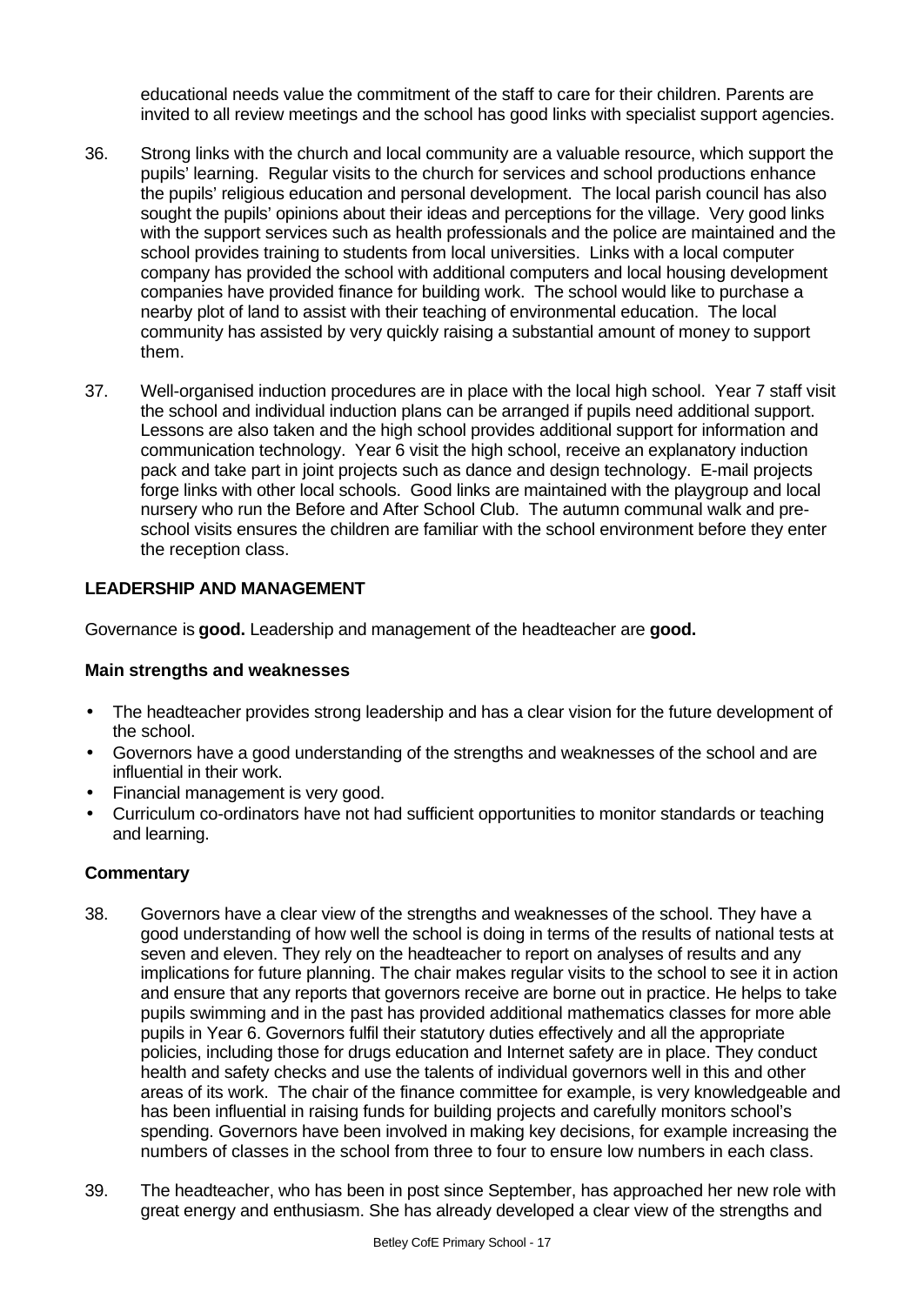educational needs value the commitment of the staff to care for their children. Parents are invited to all review meetings and the school has good links with specialist support agencies.

36. Strong links with the church and local community are a valuable resource, which support the pupils' learning. Regular visits to the church for services and school productions enhance the pupils' religious education and personal development. The local parish council has also sought the pupils' opinions about their ideas and perceptions for the village. Very good links with the support services such as health professionals and the police are maintained and the school provides training to students from local universities. Links with a local computer company has provided the school with additional computers and local housing development companies have provided finance for building work. The school would like to purchase a nearby plot of land to assist with their teaching of environmental education. The local community has assisted by very quickly raising a substantial amount of money to support them.

37. Well-organised induction procedures are in place with the local high school. Year 7 staff visit the school and individual induction plans can be arranged if pupils need additional support. Lessons are also taken and the high school provides additional support for information and communication technology. Year 6 visit the high school, receive an explanatory induction pack and take part in joint projects such as dance and design technology. E-mail projects forge links with other local schools. Good links are maintained with the playgroup and local nursery who run the Before and After School Club. The autumn communal walk and pre-school visits ensures the children are familiar with the school environment before they enter the reception class.

## LEADERSHIP AND MANAGEMENT

Governance is **good.** Leadership and management of the headteacher are **good.**

### Main strengths and weaknesses

- The headteacher provides strong leadership and has a clear vision for the future development of the school.
- Governors have a good understanding of the strengths and weaknesses of the school and are influential in their work.
- Financial management is very good.
- Curriculum co-ordinators have not had sufficient opportunities to monitor standards or teaching and learning.

### Commentary

38. Governors have a clear view of the strengths and weaknesses of the school. They have a good understanding of how well the school is doing in terms of the results of national tests at seven and eleven. They rely on the headteacher to report on analyses of results and any implications for future planning. The chair makes regular visits to the school to see it in action and ensure that any reports that governors receive are borne out in practice. He helps to take pupils swimming and in the past has provided additional mathematics classes for more able pupils in Year 6. Governors fulfil their statutory duties effectively and all the appropriate policies, including those for drugs education and Internet safety are in place. They conduct health and safety checks and use the talents of individual governors well in this and other areas of its work. The chair of the finance committee for example, is very knowledgeable and has been influential in raising funds for building projects and carefully monitors school's spending. Governors have been involved in making key decisions, for example increasing the numbers of classes in the school from three to four to ensure low numbers in each class.

39. The headteacher, who has been in post since September, has approached her new role with great energy and enthusiasm. She has already developed a clear view of the strengths and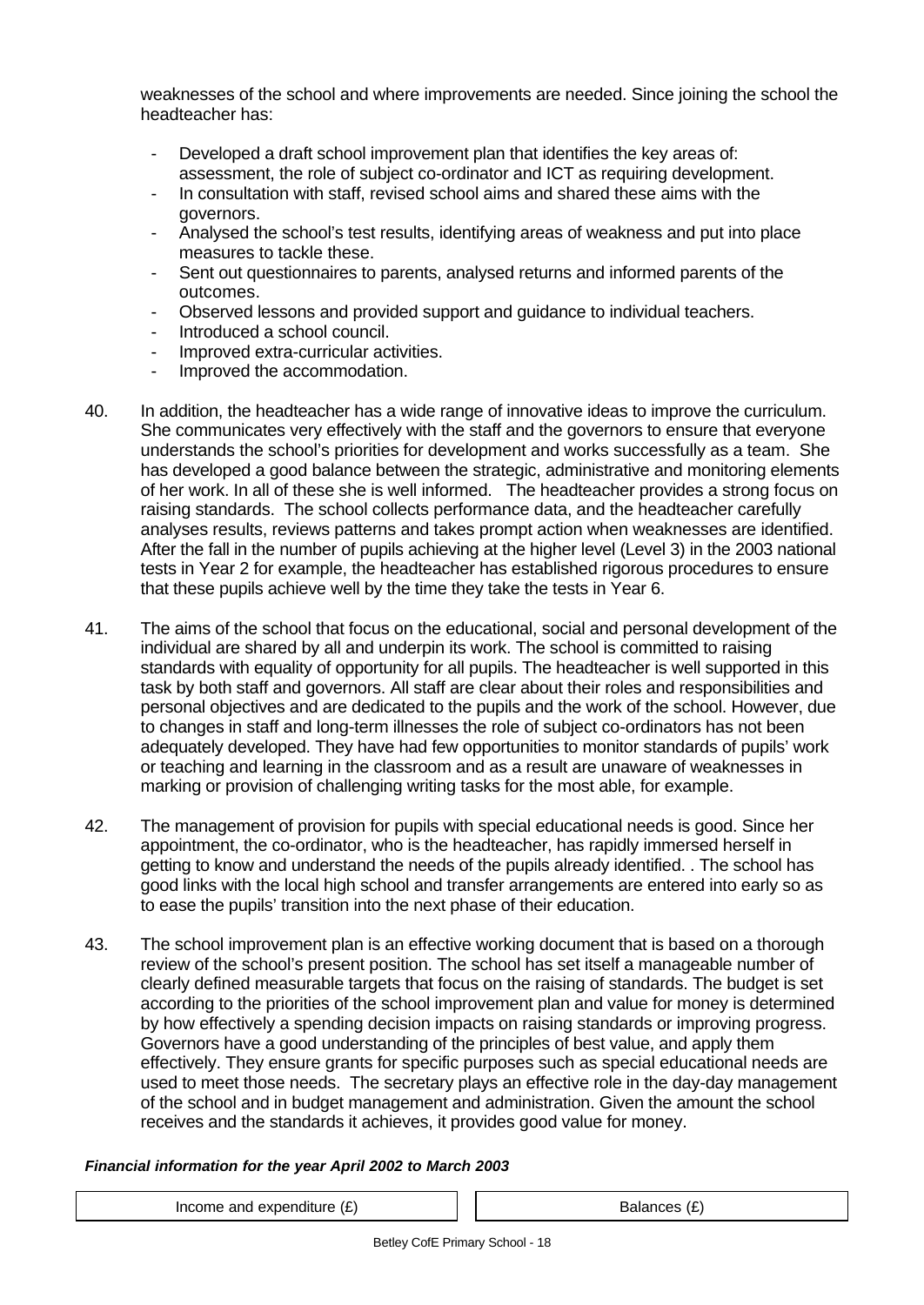weaknesses of the school and where improvements are needed. Since joining the school the headteacher has:

- Developed a draft school improvement plan that identifies the key areas of: assessment, the role of subject co-ordinator and ICT as requiring development.
- In consultation with staff, revised school aims and shared these aims with the governors.
- Analysed the school's test results, identifying areas of weakness and put into place measures to tackle these.
- Sent out questionnaires to parents, analysed returns and informed parents of the outcomes.
- Observed lessons and provided support and guidance to individual teachers.
- Introduced a school council.
- Improved extra-curricular activities.
- Improved the accommodation.

40. In addition, the headteacher has a wide range of innovative ideas to improve the curriculum. She communicates very effectively with the staff and the governors to ensure that everyone understands the school's priorities for development and works successfully as a team. She has developed a good balance between the strategic, administrative and monitoring elements of her work. In all of these she is well informed. The headteacher provides a strong focus on raising standards. The school collects performance data, and the headteacher carefully analyses results, reviews patterns and takes prompt action when weaknesses are identified. After the fall in the number of pupils achieving at the higher level (Level 3) in the 2003 national tests in Year 2 for example, the headteacher has established rigorous procedures to ensure that these pupils achieve well by the time they take the tests in Year 6.

41. The aims of the school that focus on the educational, social and personal development of the individual are shared by all and underpin its work. The school is committed to raising standards with equality of opportunity for all pupils. The headteacher is well supported in this task by both staff and governors. All staff are clear about their roles and responsibilities and personal objectives and are dedicated to the pupils and the work of the school. However, due to changes in staff and long-term illnesses the role of subject co-ordinators has not been adequately developed. They have had few opportunities to monitor standards of pupils' work or teaching and learning in the classroom and as a result are unaware of weaknesses in marking or provision of challenging writing tasks for the most able, for example.

42. The management of provision for pupils with special educational needs is good. Since her appointment, the co-ordinator, who is the headteacher, has rapidly immersed herself in getting to know and understand the needs of the pupils already identified. . The school has good links with the local high school and transfer arrangements are entered into early so as to ease the pupils' transition into the next phase of their education.

43. The school improvement plan is an effective working document that is based on a thorough review of the school's present position. The school has set itself a manageable number of clearly defined measurable targets that focus on the raising of standards. The budget is set according to the priorities of the school improvement plan and value for money is determined by how effectively a spending decision impacts on raising standards or improving progress. Governors have a good understanding of the principles of best value, and apply them effectively. They ensure grants for specific purposes such as special educational needs are used to meet those needs. The secretary plays an effective role in the day-day management of the school and in budget management and administration. Given the amount the school receives and the standards it achieves, it provides good value for money.

***Financial information for the year April 2002 to March 2003***

| Income and expenditure (£) | | Balances (£) |
|---|---|---|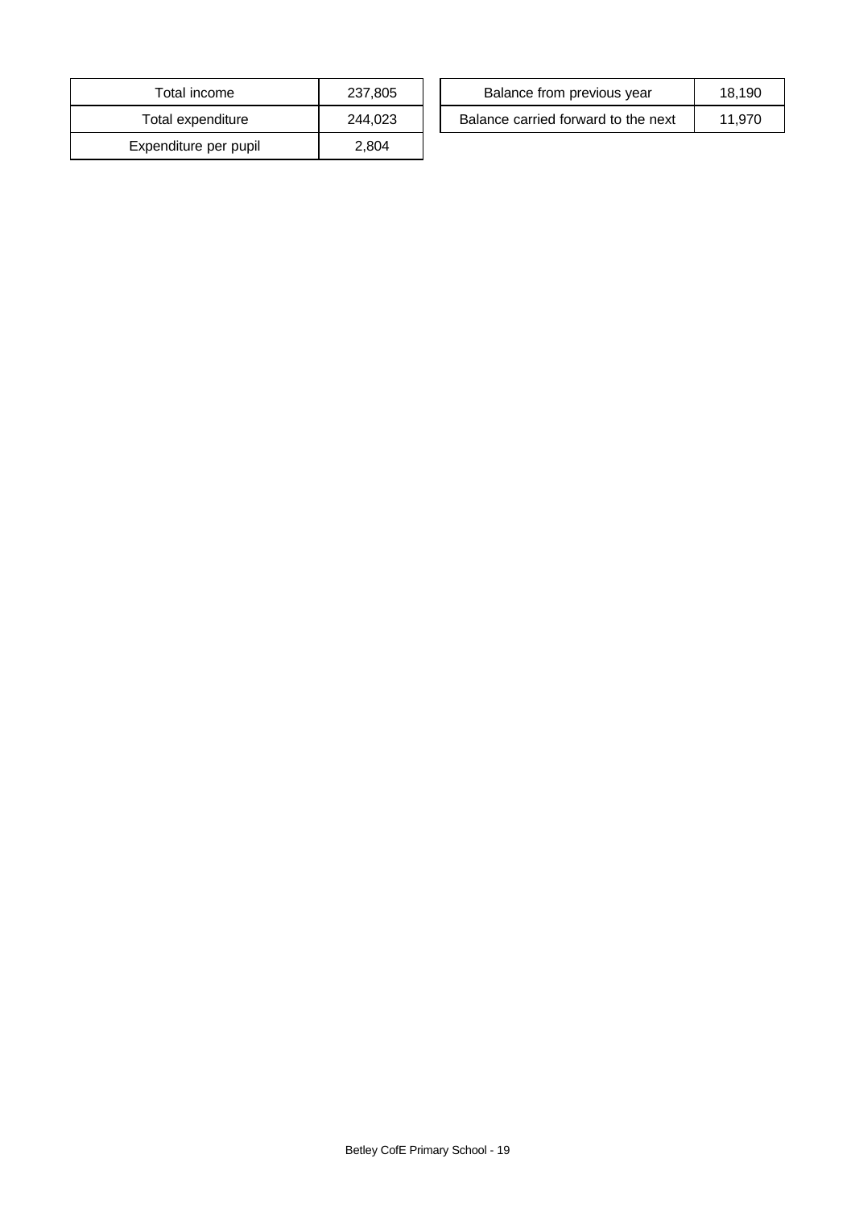| Total income | 237,805 |
|---|---|
| Total expenditure | 244,023 |
| Expenditure per pupil | 2,804 |

| Balance from previous year | 18,190 |
|---|---|
| Balance carried forward to the next | 11,970 |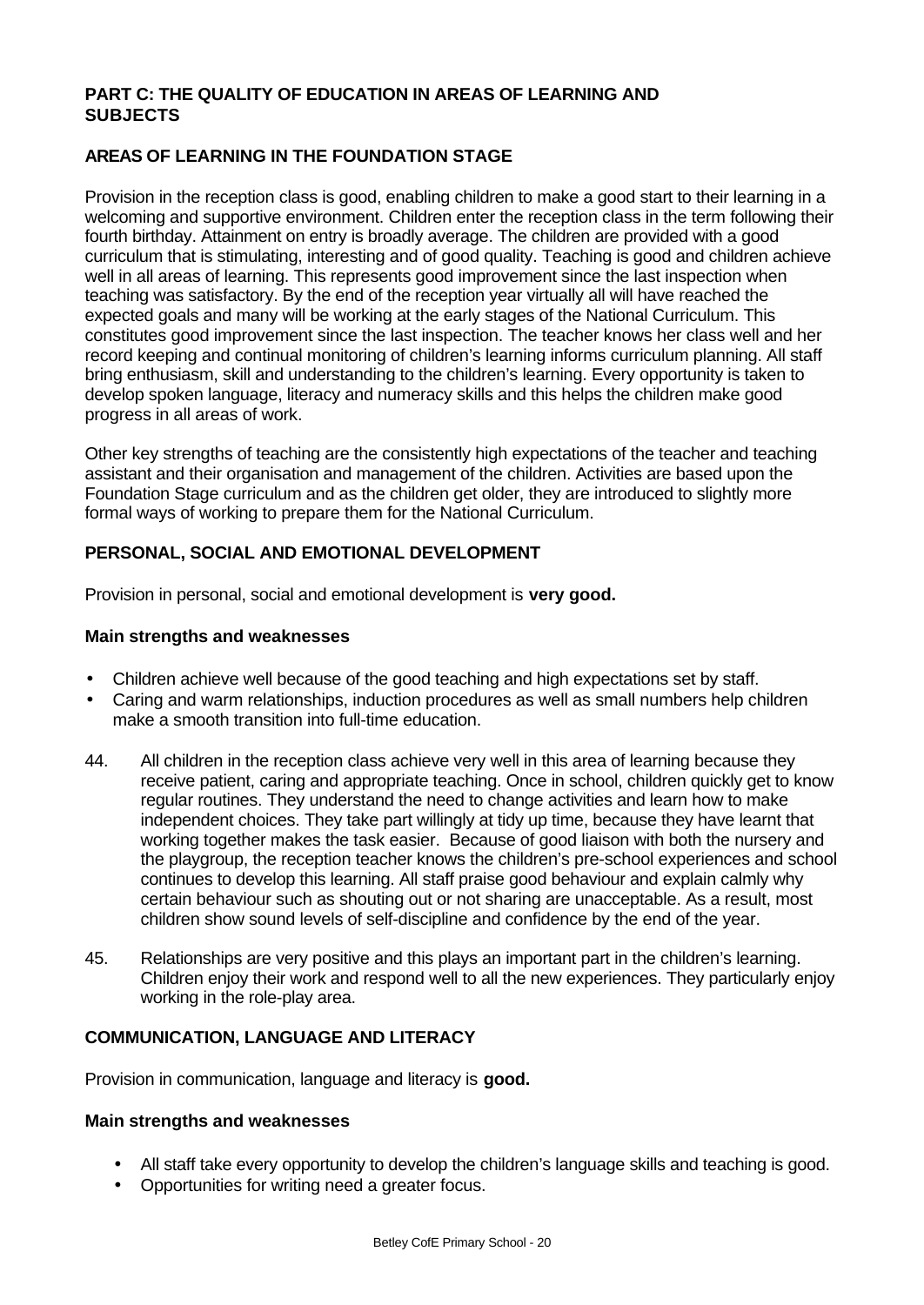## PART C: THE QUALITY OF EDUCATION IN AREAS OF LEARNING AND SUBJECTS

### AREAS OF LEARNING IN THE FOUNDATION STAGE

Provision in the reception class is good, enabling children to make a good start to their learning in a welcoming and supportive environment. Children enter the reception class in the term following their fourth birthday. Attainment on entry is broadly average. The children are provided with a good curriculum that is stimulating, interesting and of good quality. Teaching is good and children achieve well in all areas of learning. This represents good improvement since the last inspection when teaching was satisfactory. By the end of the reception year virtually all will have reached the expected goals and many will be working at the early stages of the National Curriculum. This constitutes good improvement since the last inspection. The teacher knows her class well and her record keeping and continual monitoring of children's learning informs curriculum planning. All staff bring enthusiasm, skill and understanding to the children's learning. Every opportunity is taken to develop spoken language, literacy and numeracy skills and this helps the children make good progress in all areas of work.

Other key strengths of teaching are the consistently high expectations of the teacher and teaching assistant and their organisation and management of the children. Activities are based upon the Foundation Stage curriculum and as the children get older, they are introduced to slightly more formal ways of working to prepare them for the National Curriculum.

### PERSONAL, SOCIAL AND EMOTIONAL DEVELOPMENT

Provision in personal, social and emotional development is **very good.**

#### Main strengths and weaknesses

- Children achieve well because of the good teaching and high expectations set by staff.
- Caring and warm relationships, induction procedures as well as small numbers help children make a smooth transition into full-time education.

44. All children in the reception class achieve very well in this area of learning because they receive patient, caring and appropriate teaching. Once in school, children quickly get to know regular routines. They understand the need to change activities and learn how to make independent choices. They take part willingly at tidy up time, because they have learnt that working together makes the task easier. Because of good liaison with both the nursery and the playgroup, the reception teacher knows the children's pre-school experiences and school continues to develop this learning. All staff praise good behaviour and explain calmly why certain behaviour such as shouting out or not sharing are unacceptable. As a result, most children show sound levels of self-discipline and confidence by the end of the year.

45. Relationships are very positive and this plays an important part in the children's learning. Children enjoy their work and respond well to all the new experiences. They particularly enjoy working in the role-play area.

### COMMUNICATION, LANGUAGE AND LITERACY

Provision in communication, language and literacy is **good.**

#### Main strengths and weaknesses

- All staff take every opportunity to develop the children's language skills and teaching is good.
- Opportunities for writing need a greater focus.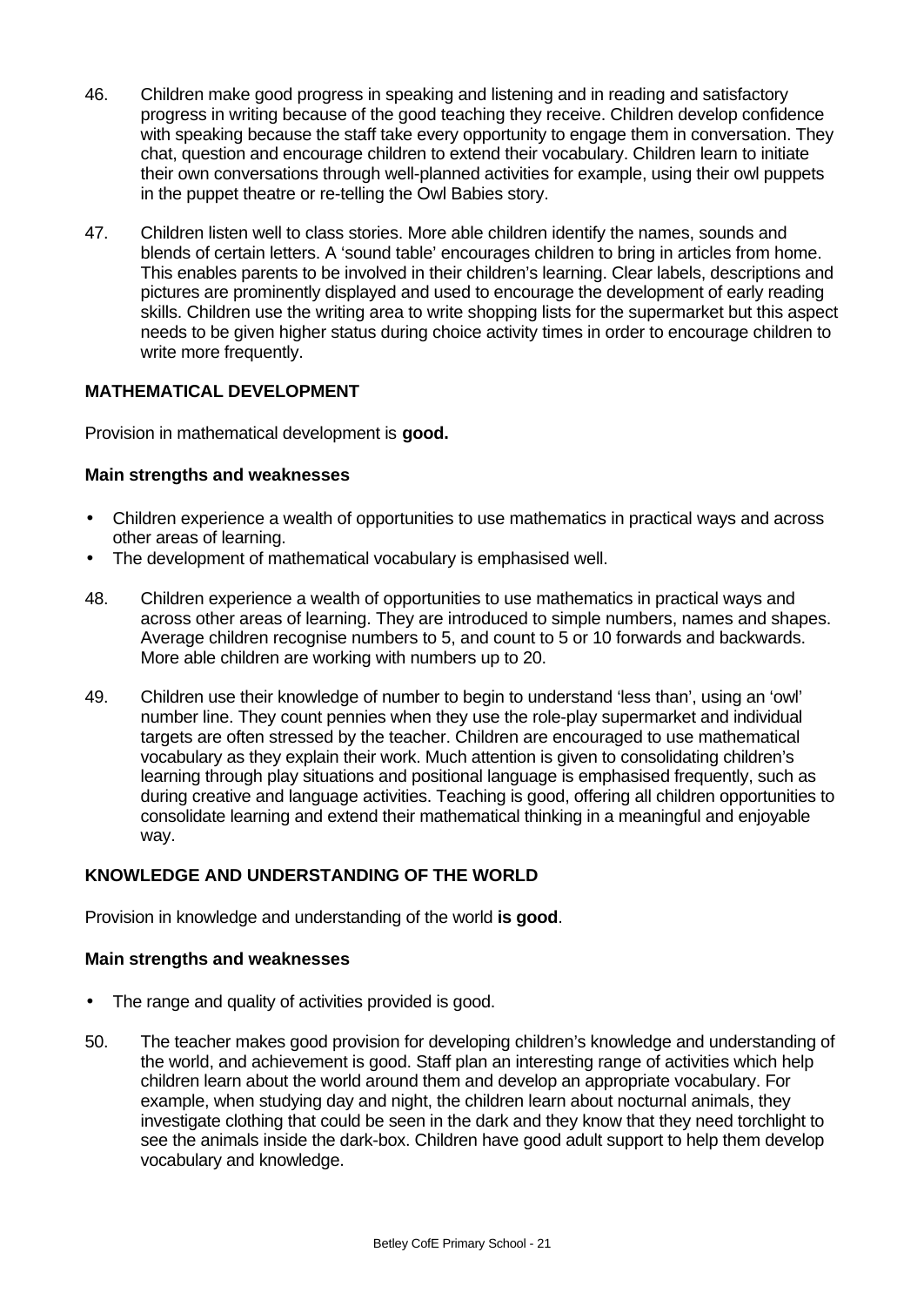46. Children make good progress in speaking and listening and in reading and satisfactory progress in writing because of the good teaching they receive. Children develop confidence with speaking because the staff take every opportunity to engage them in conversation. They chat, question and encourage children to extend their vocabulary. Children learn to initiate their own conversations through well-planned activities for example, using their owl puppets in the puppet theatre or re-telling the Owl Babies story.

47. Children listen well to class stories. More able children identify the names, sounds and blends of certain letters. A 'sound table' encourages children to bring in articles from home. This enables parents to be involved in their children's learning. Clear labels, descriptions and pictures are prominently displayed and used to encourage the development of early reading skills. Children use the writing area to write shopping lists for the supermarket but this aspect needs to be given higher status during choice activity times in order to encourage children to write more frequently.

## MATHEMATICAL DEVELOPMENT

Provision in mathematical development is **good.**

### Main strengths and weaknesses

- Children experience a wealth of opportunities to use mathematics in practical ways and across other areas of learning.
- The development of mathematical vocabulary is emphasised well.

48. Children experience a wealth of opportunities to use mathematics in practical ways and across other areas of learning. They are introduced to simple numbers, names and shapes. Average children recognise numbers to 5, and count to 5 or 10 forwards and backwards. More able children are working with numbers up to 20.

49. Children use their knowledge of number to begin to understand 'less than', using an 'owl' number line. They count pennies when they use the role-play supermarket and individual targets are often stressed by the teacher. Children are encouraged to use mathematical vocabulary as they explain their work. Much attention is given to consolidating children's learning through play situations and positional language is emphasised frequently, such as during creative and language activities. Teaching is good, offering all children opportunities to consolidate learning and extend their mathematical thinking in a meaningful and enjoyable way.

## KNOWLEDGE AND UNDERSTANDING OF THE WORLD

Provision in knowledge and understanding of the world **is good**.

### Main strengths and weaknesses

- The range and quality of activities provided is good.

50. The teacher makes good provision for developing children's knowledge and understanding of the world, and achievement is good. Staff plan an interesting range of activities which help children learn about the world around them and develop an appropriate vocabulary. For example, when studying day and night, the children learn about nocturnal animals, they investigate clothing that could be seen in the dark and they know that they need torchlight to see the animals inside the dark-box. Children have good adult support to help them develop vocabulary and knowledge.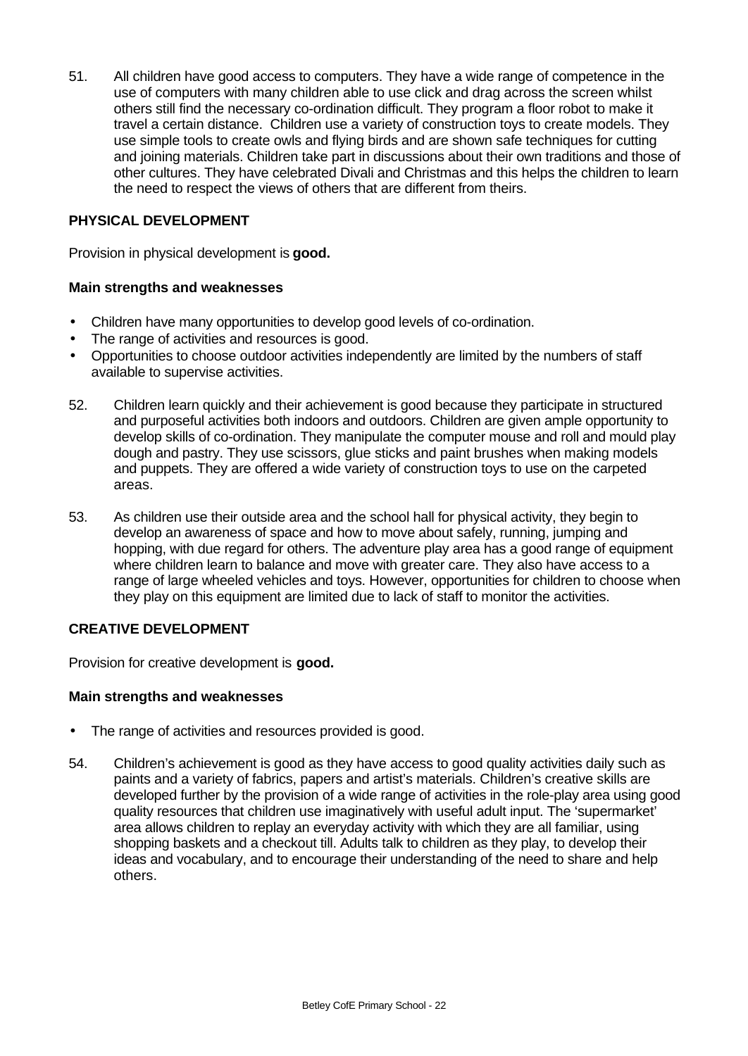51. All children have good access to computers. They have a wide range of competence in the use of computers with many children able to use click and drag across the screen whilst others still find the necessary co-ordination difficult. They program a floor robot to make it travel a certain distance. Children use a variety of construction toys to create models. They use simple tools to create owls and flying birds and are shown safe techniques for cutting and joining materials. Children take part in discussions about their own traditions and those of other cultures. They have celebrated Divali and Christmas and this helps the children to learn the need to respect the views of others that are different from theirs.

### PHYSICAL DEVELOPMENT

Provision in physical development is **good.**

#### Main strengths and weaknesses

- Children have many opportunities to develop good levels of co-ordination.
- The range of activities and resources is good.
- Opportunities to choose outdoor activities independently are limited by the numbers of staff available to supervise activities.

52. Children learn quickly and their achievement is good because they participate in structured and purposeful activities both indoors and outdoors. Children are given ample opportunity to develop skills of co-ordination. They manipulate the computer mouse and roll and mould play dough and pastry. They use scissors, glue sticks and paint brushes when making models and puppets. They are offered a wide variety of construction toys to use on the carpeted areas.

53. As children use their outside area and the school hall for physical activity, they begin to develop an awareness of space and how to move about safely, running, jumping and hopping, with due regard for others. The adventure play area has a good range of equipment where children learn to balance and move with greater care. They also have access to a range of large wheeled vehicles and toys. However, opportunities for children to choose when they play on this equipment are limited due to lack of staff to monitor the activities.

### CREATIVE DEVELOPMENT

Provision for creative development is **good.**

#### Main strengths and weaknesses

- The range of activities and resources provided is good.

54. Children's achievement is good as they have access to good quality activities daily such as paints and a variety of fabrics, papers and artist's materials. Children's creative skills are developed further by the provision of a wide range of activities in the role-play area using good quality resources that children use imaginatively with useful adult input. The 'supermarket' area allows children to replay an everyday activity with which they are all familiar, using shopping baskets and a checkout till. Adults talk to children as they play, to develop their ideas and vocabulary, and to encourage their understanding of the need to share and help others.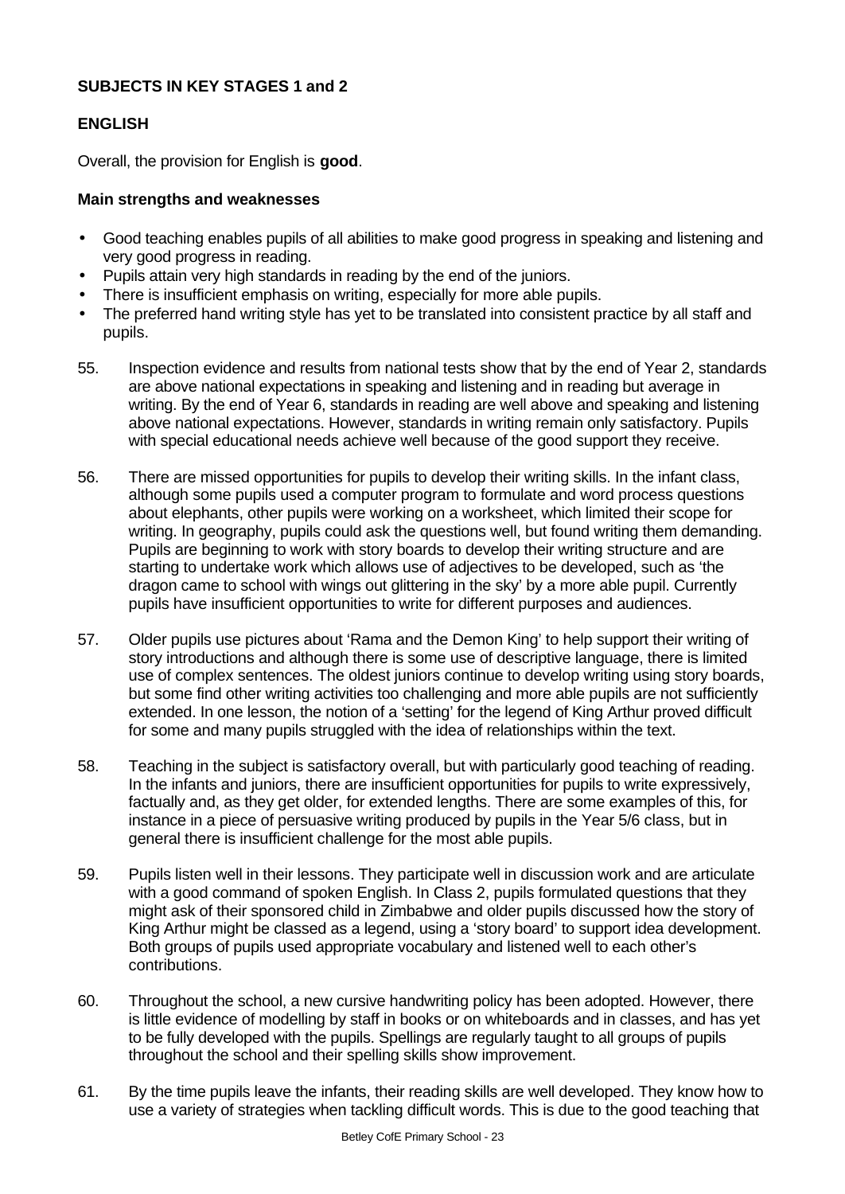**SUBJECTS IN KEY STAGES 1 and 2**

**ENGLISH**

Overall, the provision for English is **good**.

**Main strengths and weaknesses**

- Good teaching enables pupils of all abilities to make good progress in speaking and listening and very good progress in reading.
- Pupils attain very high standards in reading by the end of the juniors.
- There is insufficient emphasis on writing, especially for more able pupils.
- The preferred hand writing style has yet to be translated into consistent practice by all staff and pupils.

55. Inspection evidence and results from national tests show that by the end of Year 2, standards are above national expectations in speaking and listening and in reading but average in writing. By the end of Year 6, standards in reading are well above and speaking and listening above national expectations. However, standards in writing remain only satisfactory. Pupils with special educational needs achieve well because of the good support they receive.

56. There are missed opportunities for pupils to develop their writing skills. In the infant class, although some pupils used a computer program to formulate and word process questions about elephants, other pupils were working on a worksheet, which limited their scope for writing. In geography, pupils could ask the questions well, but found writing them demanding. Pupils are beginning to work with story boards to develop their writing structure and are starting to undertake work which allows use of adjectives to be developed, such as 'the dragon came to school with wings out glittering in the sky' by a more able pupil. Currently pupils have insufficient opportunities to write for different purposes and audiences.

57. Older pupils use pictures about 'Rama and the Demon King' to help support their writing of story introductions and although there is some use of descriptive language, there is limited use of complex sentences. The oldest juniors continue to develop writing using story boards, but some find other writing activities too challenging and more able pupils are not sufficiently extended. In one lesson, the notion of a 'setting' for the legend of King Arthur proved difficult for some and many pupils struggled with the idea of relationships within the text.

58. Teaching in the subject is satisfactory overall, but with particularly good teaching of reading. In the infants and juniors, there are insufficient opportunities for pupils to write expressively, factually and, as they get older, for extended lengths. There are some examples of this, for instance in a piece of persuasive writing produced by pupils in the Year 5/6 class, but in general there is insufficient challenge for the most able pupils.

59. Pupils listen well in their lessons. They participate well in discussion work and are articulate with a good command of spoken English. In Class 2, pupils formulated questions that they might ask of their sponsored child in Zimbabwe and older pupils discussed how the story of King Arthur might be classed as a legend, using a 'story board' to support idea development. Both groups of pupils used appropriate vocabulary and listened well to each other's contributions.

60. Throughout the school, a new cursive handwriting policy has been adopted. However, there is little evidence of modelling by staff in books or on whiteboards and in classes, and has yet to be fully developed with the pupils. Spellings are regularly taught to all groups of pupils throughout the school and their spelling skills show improvement.

61. By the time pupils leave the infants, their reading skills are well developed. They know how to use a variety of strategies when tackling difficult words. This is due to the good teaching that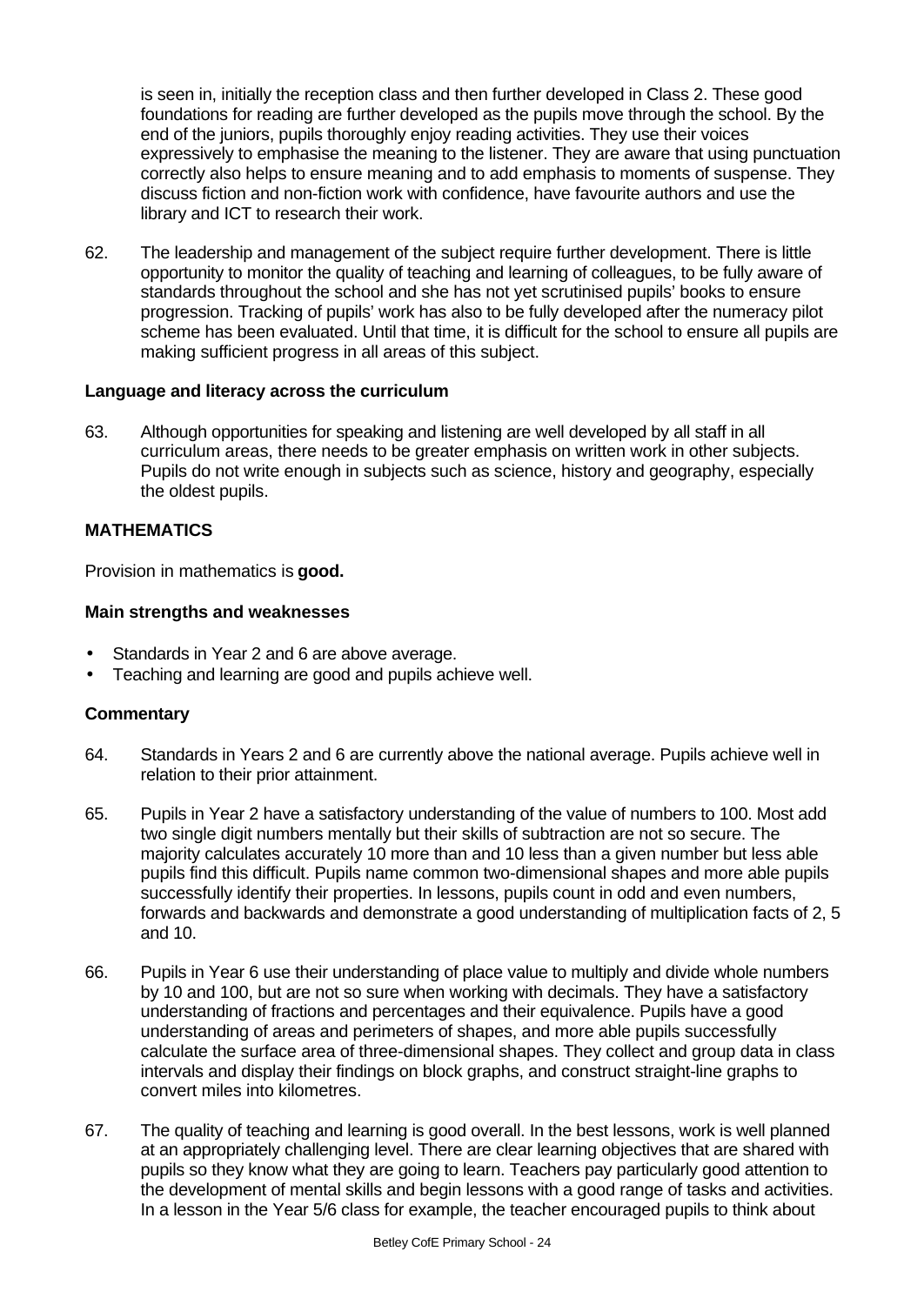is seen in, initially the reception class and then further developed in Class 2. These good foundations for reading are further developed as the pupils move through the school. By the end of the juniors, pupils thoroughly enjoy reading activities. They use their voices expressively to emphasise the meaning to the listener. They are aware that using punctuation correctly also helps to ensure meaning and to add emphasis to moments of suspense. They discuss fiction and non-fiction work with confidence, have favourite authors and use the library and ICT to research their work.

62. The leadership and management of the subject require further development. There is little opportunity to monitor the quality of teaching and learning of colleagues, to be fully aware of standards throughout the school and she has not yet scrutinised pupils' books to ensure progression. Tracking of pupils' work has also to be fully developed after the numeracy pilot scheme has been evaluated. Until that time, it is difficult for the school to ensure all pupils are making sufficient progress in all areas of this subject.

**Language and literacy across the curriculum**

63. Although opportunities for speaking and listening are well developed by all staff in all curriculum areas, there needs to be greater emphasis on written work in other subjects. Pupils do not write enough in subjects such as science, history and geography, especially the oldest pupils.

**MATHEMATICS**

Provision in mathematics is **good.**

**Main strengths and weaknesses**

- Standards in Year 2 and 6 are above average.
- Teaching and learning are good and pupils achieve well.

**Commentary**

64. Standards in Years 2 and 6 are currently above the national average. Pupils achieve well in relation to their prior attainment.

65. Pupils in Year 2 have a satisfactory understanding of the value of numbers to 100. Most add two single digit numbers mentally but their skills of subtraction are not so secure. The majority calculates accurately 10 more than and 10 less than a given number but less able pupils find this difficult. Pupils name common two-dimensional shapes and more able pupils successfully identify their properties. In lessons, pupils count in odd and even numbers, forwards and backwards and demonstrate a good understanding of multiplication facts of 2, 5 and 10.

66. Pupils in Year 6 use their understanding of place value to multiply and divide whole numbers by 10 and 100, but are not so sure when working with decimals. They have a satisfactory understanding of fractions and percentages and their equivalence. Pupils have a good understanding of areas and perimeters of shapes, and more able pupils successfully calculate the surface area of three-dimensional shapes. They collect and group data in class intervals and display their findings on block graphs, and construct straight-line graphs to convert miles into kilometres.

67. The quality of teaching and learning is good overall. In the best lessons, work is well planned at an appropriately challenging level. There are clear learning objectives that are shared with pupils so they know what they are going to learn. Teachers pay particularly good attention to the development of mental skills and begin lessons with a good range of tasks and activities. In a lesson in the Year 5/6 class for example, the teacher encouraged pupils to think about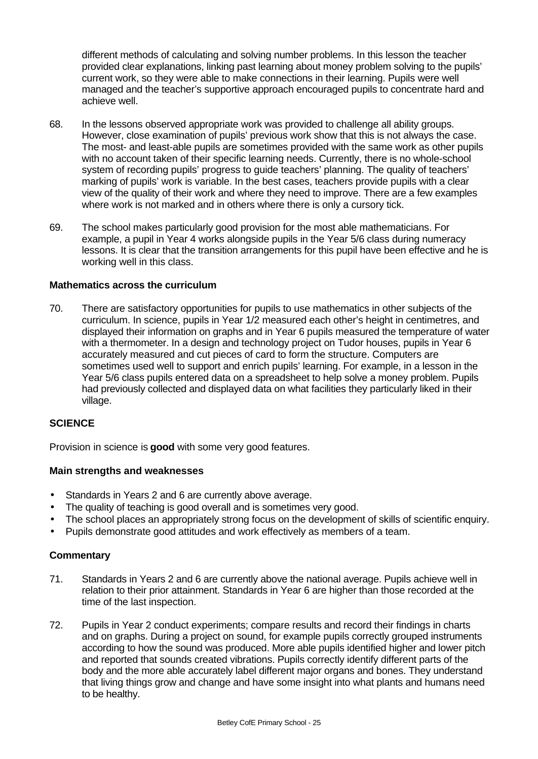different methods of calculating and solving number problems. In this lesson the teacher provided clear explanations, linking past learning about money problem solving to the pupils' current work, so they were able to make connections in their learning. Pupils were well managed and the teacher's supportive approach encouraged pupils to concentrate hard and achieve well.

68. In the lessons observed appropriate work was provided to challenge all ability groups. However, close examination of pupils' previous work show that this is not always the case. The most- and least-able pupils are sometimes provided with the same work as other pupils with no account taken of their specific learning needs. Currently, there is no whole-school system of recording pupils' progress to guide teachers' planning. The quality of teachers' marking of pupils' work is variable. In the best cases, teachers provide pupils with a clear view of the quality of their work and where they need to improve. There are a few examples where work is not marked and in others where there is only a cursory tick.

69. The school makes particularly good provision for the most able mathematicians. For example, a pupil in Year 4 works alongside pupils in the Year 5/6 class during numeracy lessons. It is clear that the transition arrangements for this pupil have been effective and he is working well in this class.

**Mathematics across the curriculum**

70. There are satisfactory opportunities for pupils to use mathematics in other subjects of the curriculum. In science, pupils in Year 1/2 measured each other's height in centimetres, and displayed their information on graphs and in Year 6 pupils measured the temperature of water with a thermometer. In a design and technology project on Tudor houses, pupils in Year 6 accurately measured and cut pieces of card to form the structure. Computers are sometimes used well to support and enrich pupils' learning. For example, in a lesson in the Year 5/6 class pupils entered data on a spreadsheet to help solve a money problem. Pupils had previously collected and displayed data on what facilities they particularly liked in their village.

## SCIENCE

Provision in science is **good** with some very good features.

**Main strengths and weaknesses**

- Standards in Years 2 and 6 are currently above average.
- The quality of teaching is good overall and is sometimes very good.
- The school places an appropriately strong focus on the development of skills of scientific enquiry.
- Pupils demonstrate good attitudes and work effectively as members of a team.

**Commentary**

71. Standards in Years 2 and 6 are currently above the national average. Pupils achieve well in relation to their prior attainment. Standards in Year 6 are higher than those recorded at the time of the last inspection.

72. Pupils in Year 2 conduct experiments; compare results and record their findings in charts and on graphs. During a project on sound, for example pupils correctly grouped instruments according to how the sound was produced. More able pupils identified higher and lower pitch and reported that sounds created vibrations. Pupils correctly identify different parts of the body and the more able accurately label different major organs and bones. They understand that living things grow and change and have some insight into what plants and humans need to be healthy.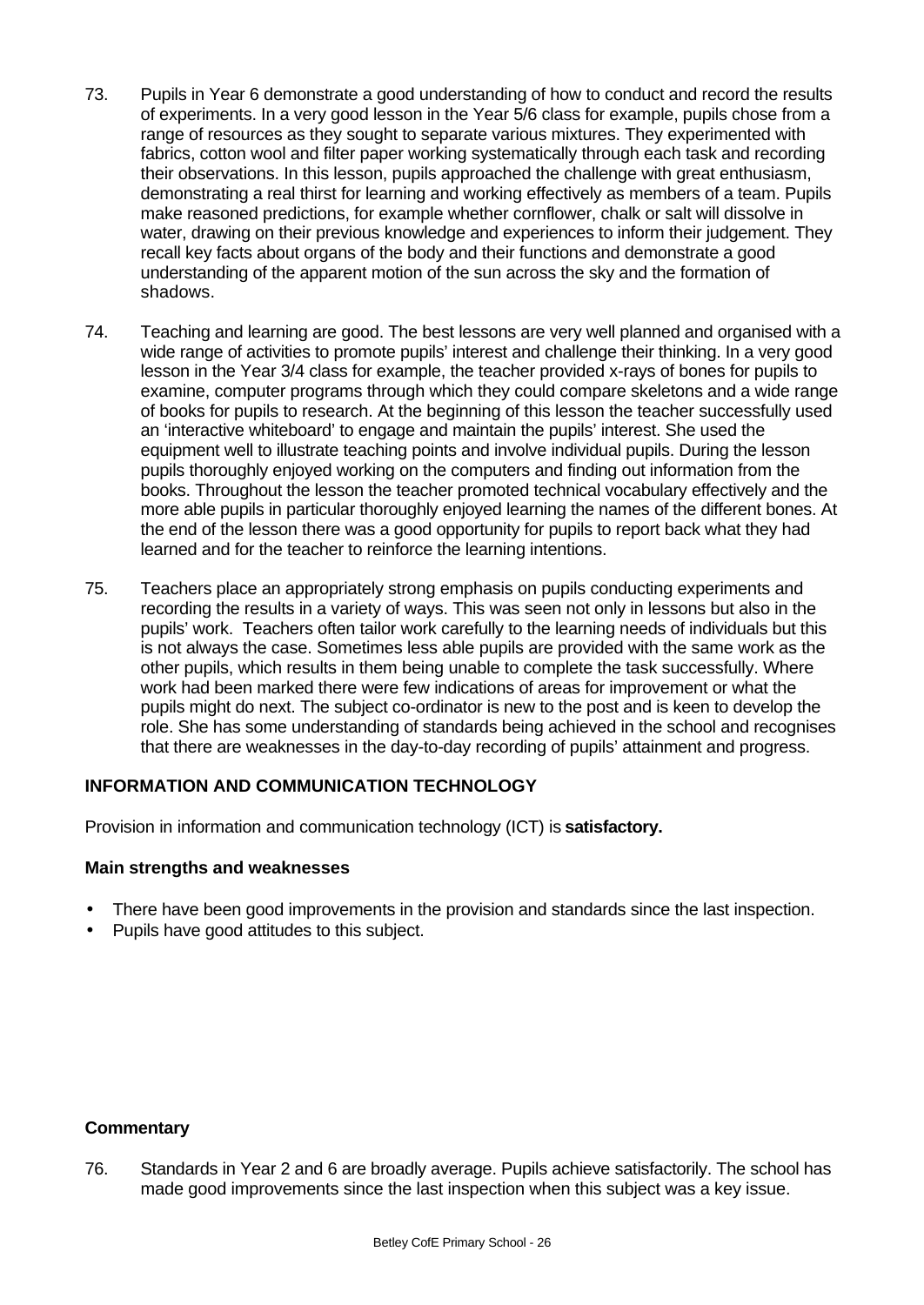73. Pupils in Year 6 demonstrate a good understanding of how to conduct and record the results of experiments. In a very good lesson in the Year 5/6 class for example, pupils chose from a range of resources as they sought to separate various mixtures. They experimented with fabrics, cotton wool and filter paper working systematically through each task and recording their observations. In this lesson, pupils approached the challenge with great enthusiasm, demonstrating a real thirst for learning and working effectively as members of a team. Pupils make reasoned predictions, for example whether cornflower, chalk or salt will dissolve in water, drawing on their previous knowledge and experiences to inform their judgement. They recall key facts about organs of the body and their functions and demonstrate a good understanding of the apparent motion of the sun across the sky and the formation of shadows.

74. Teaching and learning are good. The best lessons are very well planned and organised with a wide range of activities to promote pupils' interest and challenge their thinking. In a very good lesson in the Year 3/4 class for example, the teacher provided x-rays of bones for pupils to examine, computer programs through which they could compare skeletons and a wide range of books for pupils to research. At the beginning of this lesson the teacher successfully used an 'interactive whiteboard' to engage and maintain the pupils' interest. She used the equipment well to illustrate teaching points and involve individual pupils. During the lesson pupils thoroughly enjoyed working on the computers and finding out information from the books. Throughout the lesson the teacher promoted technical vocabulary effectively and the more able pupils in particular thoroughly enjoyed learning the names of the different bones. At the end of the lesson there was a good opportunity for pupils to report back what they had learned and for the teacher to reinforce the learning intentions.

75. Teachers place an appropriately strong emphasis on pupils conducting experiments and recording the results in a variety of ways. This was seen not only in lessons but also in the pupils' work. Teachers often tailor work carefully to the learning needs of individuals but this is not always the case. Sometimes less able pupils are provided with the same work as the other pupils, which results in them being unable to complete the task successfully. Where work had been marked there were few indications of areas for improvement or what the pupils might do next. The subject co-ordinator is new to the post and is keen to develop the role. She has some understanding of standards being achieved in the school and recognises that there are weaknesses in the day-to-day recording of pupils' attainment and progress.

## INFORMATION AND COMMUNICATION TECHNOLOGY

Provision in information and communication technology (ICT) is **satisfactory.**

### Main strengths and weaknesses

- There have been good improvements in the provision and standards since the last inspection.
- Pupils have good attitudes to this subject.

### Commentary

76. Standards in Year 2 and 6 are broadly average. Pupils achieve satisfactorily. The school has made good improvements since the last inspection when this subject was a key issue.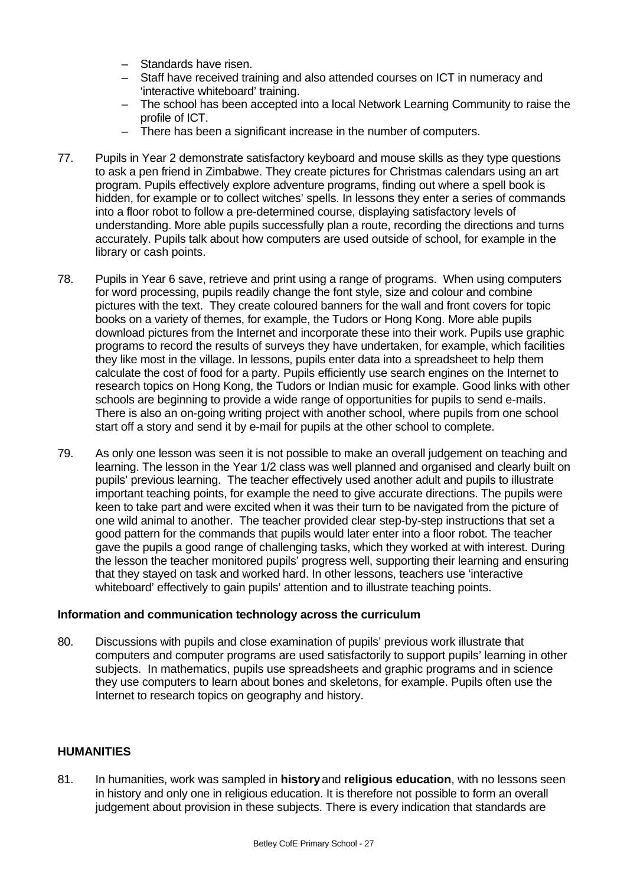- Standards have risen.
- Staff have received training and also attended courses on ICT in numeracy and 'interactive whiteboard' training.
- The school has been accepted into a local Network Learning Community to raise the profile of ICT.
- There has been a significant increase in the number of computers.

77. Pupils in Year 2 demonstrate satisfactory keyboard and mouse skills as they type questions to ask a pen friend in Zimbabwe. They create pictures for Christmas calendars using an art program. Pupils effectively explore adventure programs, finding out where a spell book is hidden, for example or to collect witches' spells. In lessons they enter a series of commands into a floor robot to follow a pre-determined course, displaying satisfactory levels of understanding. More able pupils successfully plan a route, recording the directions and turns accurately. Pupils talk about how computers are used outside of school, for example in the library or cash points.

78. Pupils in Year 6 save, retrieve and print using a range of programs. When using computers for word processing, pupils readily change the font style, size and colour and combine pictures with the text. They create coloured banners for the wall and front covers for topic books on a variety of themes, for example, the Tudors or Hong Kong. More able pupils download pictures from the Internet and incorporate these into their work. Pupils use graphic programs to record the results of surveys they have undertaken, for example, which facilities they like most in the village. In lessons, pupils enter data into a spreadsheet to help them calculate the cost of food for a party. Pupils efficiently use search engines on the Internet to research topics on Hong Kong, the Tudors or Indian music for example. Good links with other schools are beginning to provide a wide range of opportunities for pupils to send e-mails. There is also an on-going writing project with another school, where pupils from one school start off a story and send it by e-mail for pupils at the other school to complete.

79. As only one lesson was seen it is not possible to make an overall judgement on teaching and learning. The lesson in the Year 1/2 class was well planned and organised and clearly built on pupils' previous learning. The teacher effectively used another adult and pupils to illustrate important teaching points, for example the need to give accurate directions. The pupils were keen to take part and were excited when it was their turn to be navigated from the picture of one wild animal to another. The teacher provided clear step-by-step instructions that set a good pattern for the commands that pupils would later enter into a floor robot. The teacher gave the pupils a good range of challenging tasks, which they worked at with interest. During the lesson the teacher monitored pupils' progress well, supporting their learning and ensuring that they stayed on task and worked hard. In other lessons, teachers use 'interactive whiteboard' effectively to gain pupils' attention and to illustrate teaching points.

**Information and communication technology across the curriculum**

80. Discussions with pupils and close examination of pupils' previous work illustrate that computers and computer programs are used satisfactorily to support pupils' learning in other subjects. In mathematics, pupils use spreadsheets and graphic programs and in science they use computers to learn about bones and skeletons, for example. Pupils often use the Internet to research topics on geography and history.

## HUMANITIES

81. In humanities, work was sampled in **history** and **religious education**, with no lessons seen in history and only one in religious education. It is therefore not possible to form an overall judgement about provision in these subjects. There is every indication that standards are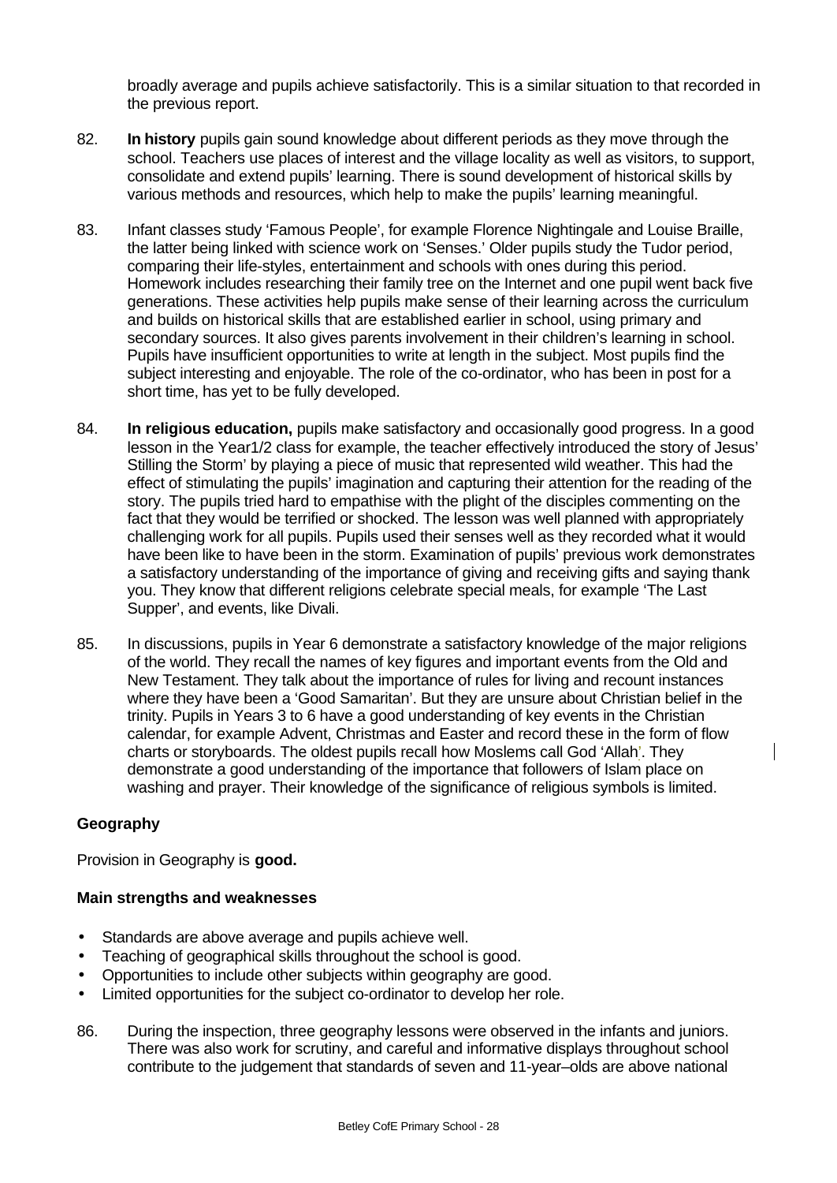broadly average and pupils achieve satisfactorily. This is a similar situation to that recorded in the previous report.

82. **In history** pupils gain sound knowledge about different periods as they move through the school. Teachers use places of interest and the village locality as well as visitors, to support, consolidate and extend pupils' learning. There is sound development of historical skills by various methods and resources, which help to make the pupils' learning meaningful.

83. Infant classes study 'Famous People', for example Florence Nightingale and Louise Braille, the latter being linked with science work on 'Senses.' Older pupils study the Tudor period, comparing their life-styles, entertainment and schools with ones during this period. Homework includes researching their family tree on the Internet and one pupil went back five generations. These activities help pupils make sense of their learning across the curriculum and builds on historical skills that are established earlier in school, using primary and secondary sources. It also gives parents involvement in their children's learning in school. Pupils have insufficient opportunities to write at length in the subject. Most pupils find the subject interesting and enjoyable. The role of the co-ordinator, who has been in post for a short time, has yet to be fully developed.

84. **In religious education,** pupils make satisfactory and occasionally good progress. In a good lesson in the Year1/2 class for example, the teacher effectively introduced the story of Jesus' Stilling the Storm' by playing a piece of music that represented wild weather. This had the effect of stimulating the pupils' imagination and capturing their attention for the reading of the story. The pupils tried hard to empathise with the plight of the disciples commenting on the fact that they would be terrified or shocked. The lesson was well planned with appropriately challenging work for all pupils. Pupils used their senses well as they recorded what it would have been like to have been in the storm. Examination of pupils' previous work demonstrates a satisfactory understanding of the importance of giving and receiving gifts and saying thank you. They know that different religions celebrate special meals, for example 'The Last Supper', and events, like Divali.

85. In discussions, pupils in Year 6 demonstrate a satisfactory knowledge of the major religions of the world. They recall the names of key figures and important events from the Old and New Testament. They talk about the importance of rules for living and recount instances where they have been a 'Good Samaritan'. But they are unsure about Christian belief in the trinity. Pupils in Years 3 to 6 have a good understanding of key events in the Christian calendar, for example Advent, Christmas and Easter and record these in the form of flow charts or storyboards. The oldest pupils recall how Moslems call God 'Allah'. They demonstrate a good understanding of the importance that followers of Islam place on washing and prayer. Their knowledge of the significance of religious symbols is limited.

## Geography

Provision in Geography is **good.**

### Main strengths and weaknesses

- Standards are above average and pupils achieve well.
- Teaching of geographical skills throughout the school is good.
- Opportunities to include other subjects within geography are good.
- Limited opportunities for the subject co-ordinator to develop her role.

86. During the inspection, three geography lessons were observed in the infants and juniors. There was also work for scrutiny, and careful and informative displays throughout school contribute to the judgement that standards of seven and 11-year–olds are above national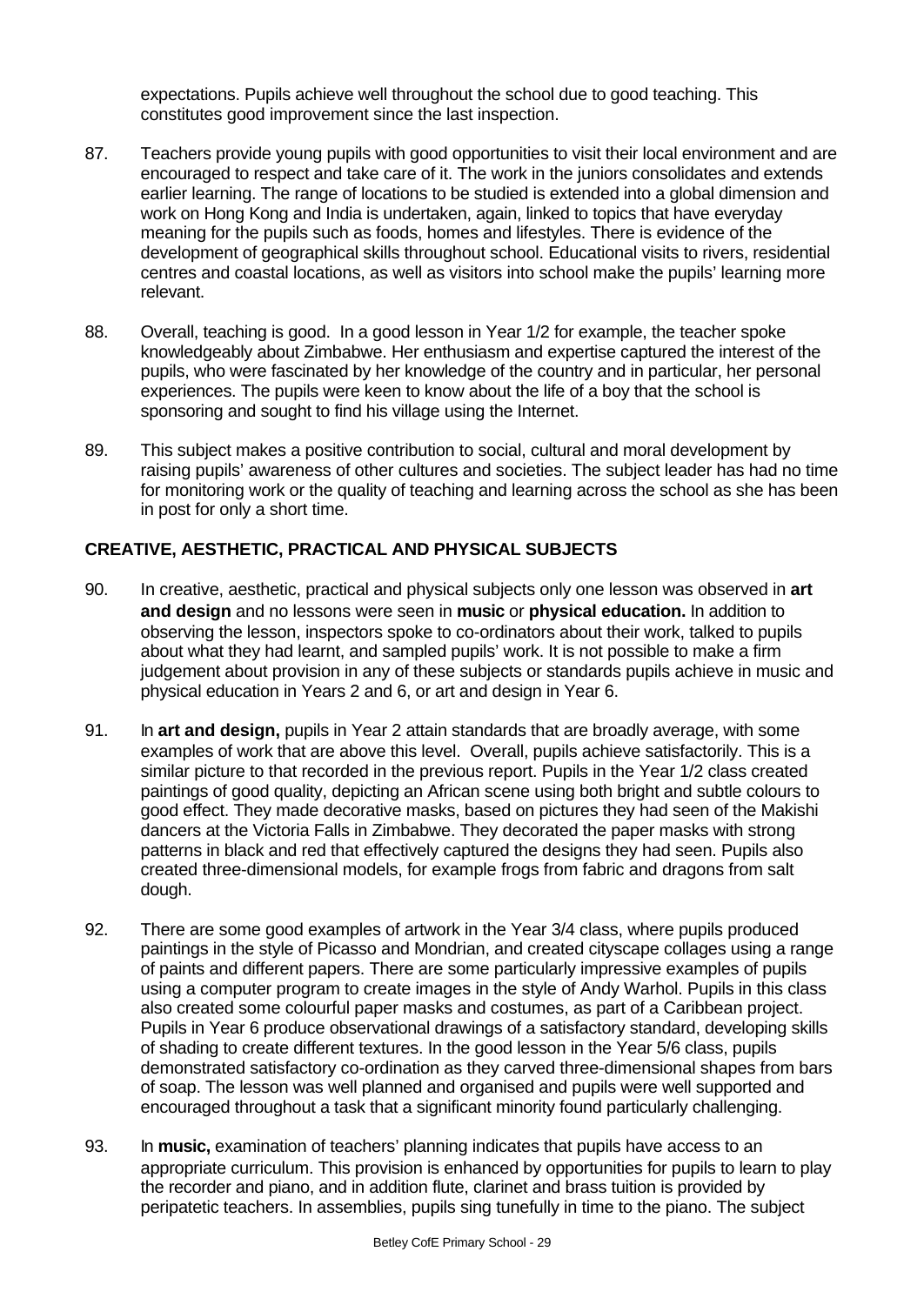expectations. Pupils achieve well throughout the school due to good teaching. This constitutes good improvement since the last inspection.

87. Teachers provide young pupils with good opportunities to visit their local environment and are encouraged to respect and take care of it. The work in the juniors consolidates and extends earlier learning. The range of locations to be studied is extended into a global dimension and work on Hong Kong and India is undertaken, again, linked to topics that have everyday meaning for the pupils such as foods, homes and lifestyles. There is evidence of the development of geographical skills throughout school. Educational visits to rivers, residential centres and coastal locations, as well as visitors into school make the pupils' learning more relevant.

88. Overall, teaching is good. In a good lesson in Year 1/2 for example, the teacher spoke knowledgeably about Zimbabwe. Her enthusiasm and expertise captured the interest of the pupils, who were fascinated by her knowledge of the country and in particular, her personal experiences. The pupils were keen to know about the life of a boy that the school is sponsoring and sought to find his village using the Internet.

89. This subject makes a positive contribution to social, cultural and moral development by raising pupils' awareness of other cultures and societies. The subject leader has had no time for monitoring work or the quality of teaching and learning across the school as she has been in post for only a short time.

## CREATIVE, AESTHETIC, PRACTICAL AND PHYSICAL SUBJECTS

90. In creative, aesthetic, practical and physical subjects only one lesson was observed in **art and design** and no lessons were seen in **music** or **physical education.** In addition to observing the lesson, inspectors spoke to co-ordinators about their work, talked to pupils about what they had learnt, and sampled pupils' work. It is not possible to make a firm judgement about provision in any of these subjects or standards pupils achieve in music and physical education in Years 2 and 6, or art and design in Year 6.

91. In **art and design,** pupils in Year 2 attain standards that are broadly average, with some examples of work that are above this level. Overall, pupils achieve satisfactorily. This is a similar picture to that recorded in the previous report. Pupils in the Year 1/2 class created paintings of good quality, depicting an African scene using both bright and subtle colours to good effect. They made decorative masks, based on pictures they had seen of the Makishi dancers at the Victoria Falls in Zimbabwe. They decorated the paper masks with strong patterns in black and red that effectively captured the designs they had seen. Pupils also created three-dimensional models, for example frogs from fabric and dragons from salt dough.

92. There are some good examples of artwork in the Year 3/4 class, where pupils produced paintings in the style of Picasso and Mondrian, and created cityscape collages using a range of paints and different papers. There are some particularly impressive examples of pupils using a computer program to create images in the style of Andy Warhol. Pupils in this class also created some colourful paper masks and costumes, as part of a Caribbean project. Pupils in Year 6 produce observational drawings of a satisfactory standard, developing skills of shading to create different textures. In the good lesson in the Year 5/6 class, pupils demonstrated satisfactory co-ordination as they carved three-dimensional shapes from bars of soap. The lesson was well planned and organised and pupils were well supported and encouraged throughout a task that a significant minority found particularly challenging.

93. In **music,** examination of teachers' planning indicates that pupils have access to an appropriate curriculum. This provision is enhanced by opportunities for pupils to learn to play the recorder and piano, and in addition flute, clarinet and brass tuition is provided by peripatetic teachers. In assemblies, pupils sing tunefully in time to the piano. The subject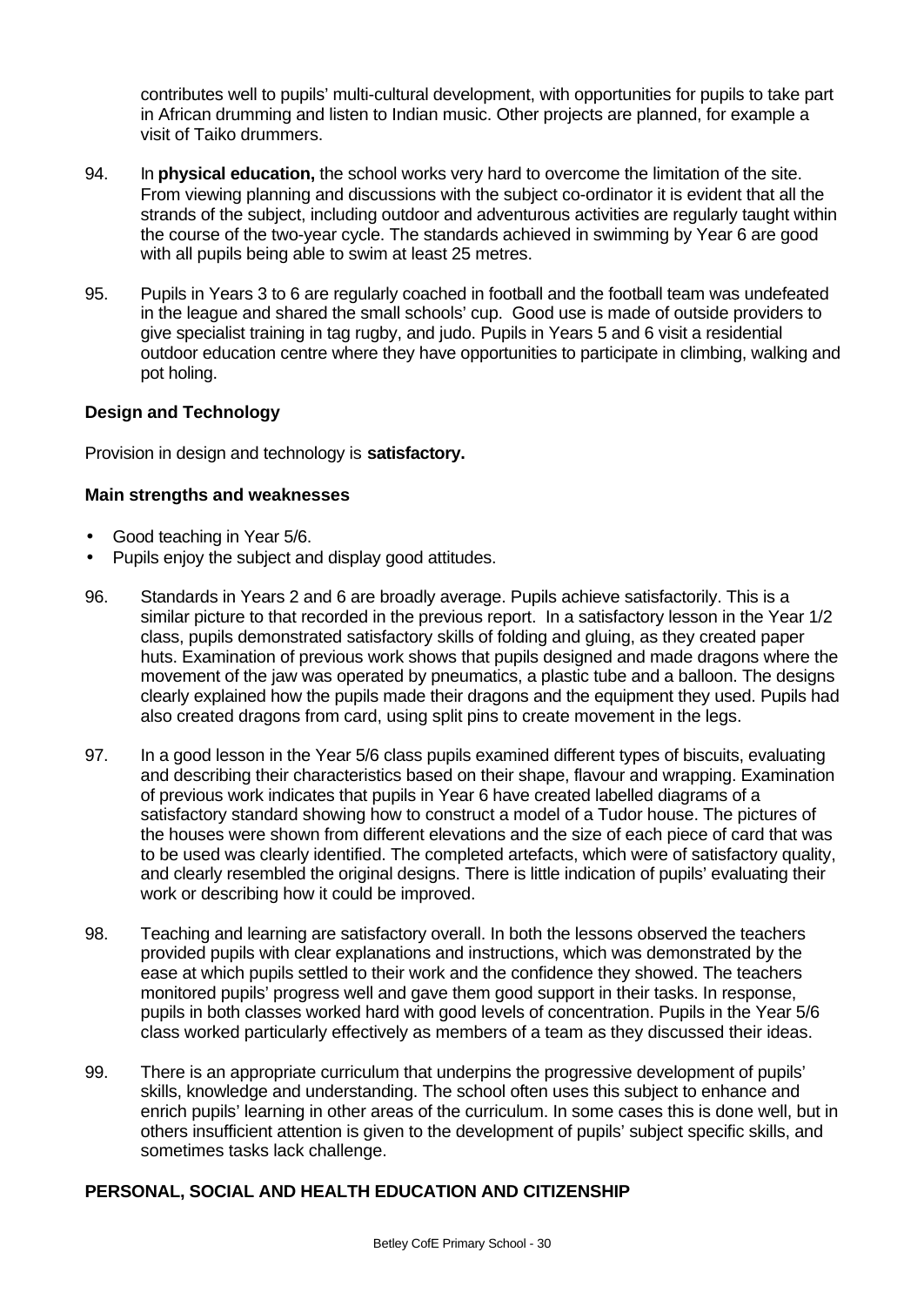contributes well to pupils' multi-cultural development, with opportunities for pupils to take part in African drumming and listen to Indian music. Other projects are planned, for example a visit of Taiko drummers.

94. In **physical education,** the school works very hard to overcome the limitation of the site. From viewing planning and discussions with the subject co-ordinator it is evident that all the strands of the subject, including outdoor and adventurous activities are regularly taught within the course of the two-year cycle. The standards achieved in swimming by Year 6 are good with all pupils being able to swim at least 25 metres.

95. Pupils in Years 3 to 6 are regularly coached in football and the football team was undefeated in the league and shared the small schools' cup. Good use is made of outside providers to give specialist training in tag rugby, and judo. Pupils in Years 5 and 6 visit a residential outdoor education centre where they have opportunities to participate in climbing, walking and pot holing.

### Design and Technology

Provision in design and technology is **satisfactory.**

#### Main strengths and weaknesses

- Good teaching in Year 5/6.
- Pupils enjoy the subject and display good attitudes.

96. Standards in Years 2 and 6 are broadly average. Pupils achieve satisfactorily. This is a similar picture to that recorded in the previous report. In a satisfactory lesson in the Year 1/2 class, pupils demonstrated satisfactory skills of folding and gluing, as they created paper huts. Examination of previous work shows that pupils designed and made dragons where the movement of the jaw was operated by pneumatics, a plastic tube and a balloon. The designs clearly explained how the pupils made their dragons and the equipment they used. Pupils had also created dragons from card, using split pins to create movement in the legs.

97. In a good lesson in the Year 5/6 class pupils examined different types of biscuits, evaluating and describing their characteristics based on their shape, flavour and wrapping. Examination of previous work indicates that pupils in Year 6 have created labelled diagrams of a satisfactory standard showing how to construct a model of a Tudor house. The pictures of the houses were shown from different elevations and the size of each piece of card that was to be used was clearly identified. The completed artefacts, which were of satisfactory quality, and clearly resembled the original designs. There is little indication of pupils' evaluating their work or describing how it could be improved.

98. Teaching and learning are satisfactory overall. In both the lessons observed the teachers provided pupils with clear explanations and instructions, which was demonstrated by the ease at which pupils settled to their work and the confidence they showed. The teachers monitored pupils' progress well and gave them good support in their tasks. In response, pupils in both classes worked hard with good levels of concentration. Pupils in the Year 5/6 class worked particularly effectively as members of a team as they discussed their ideas.

99. There is an appropriate curriculum that underpins the progressive development of pupils' skills, knowledge and understanding. The school often uses this subject to enhance and enrich pupils' learning in other areas of the curriculum. In some cases this is done well, but in others insufficient attention is given to the development of pupils' subject specific skills, and sometimes tasks lack challenge.

### PERSONAL, SOCIAL AND HEALTH EDUCATION AND CITIZENSHIP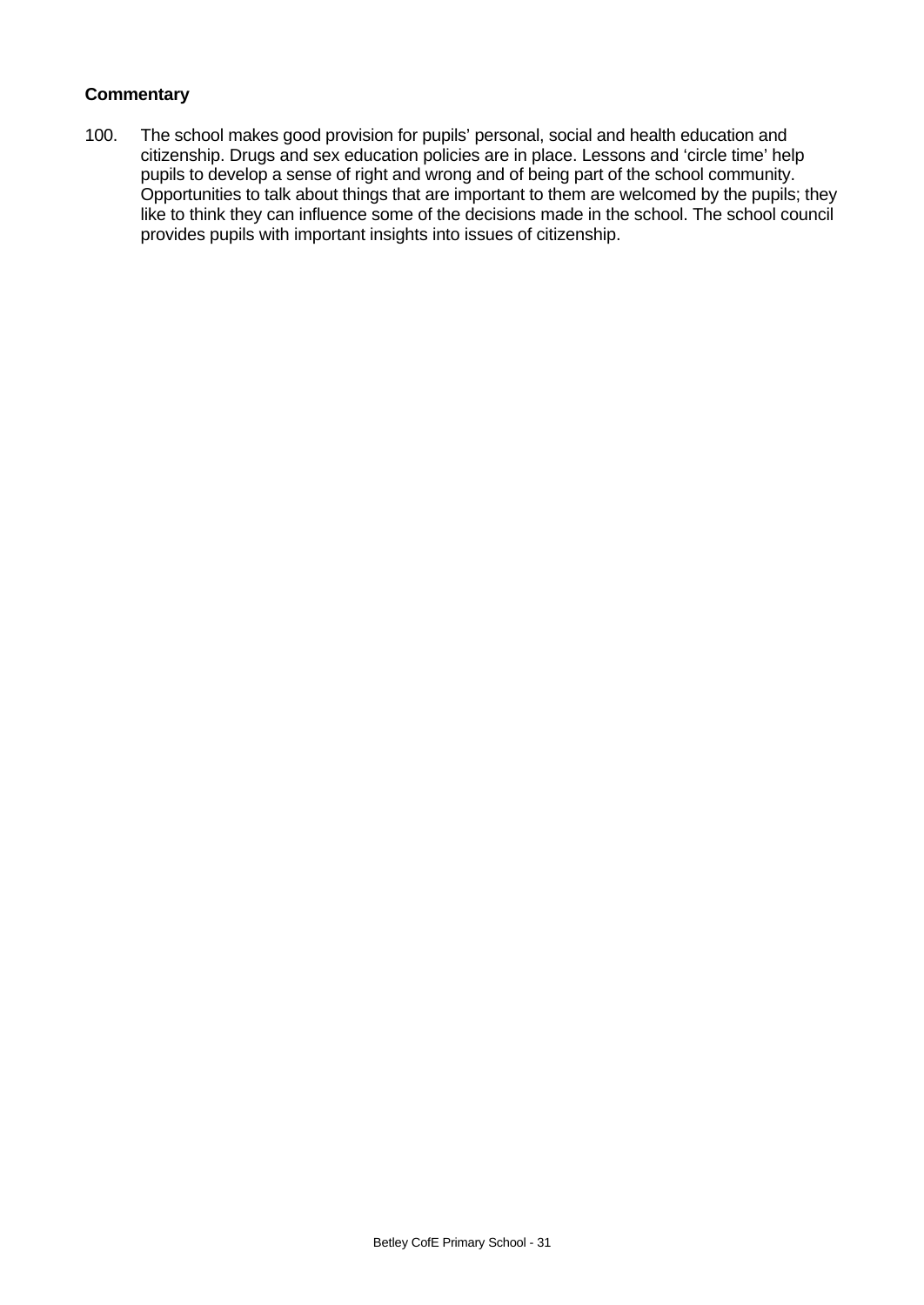**Commentary**

100. The school makes good provision for pupils' personal, social and health education and citizenship. Drugs and sex education policies are in place. Lessons and 'circle time' help pupils to develop a sense of right and wrong and of being part of the school community. Opportunities to talk about things that are important to them are welcomed by the pupils; they like to think they can influence some of the decisions made in the school. The school council provides pupils with important insights into issues of citizenship.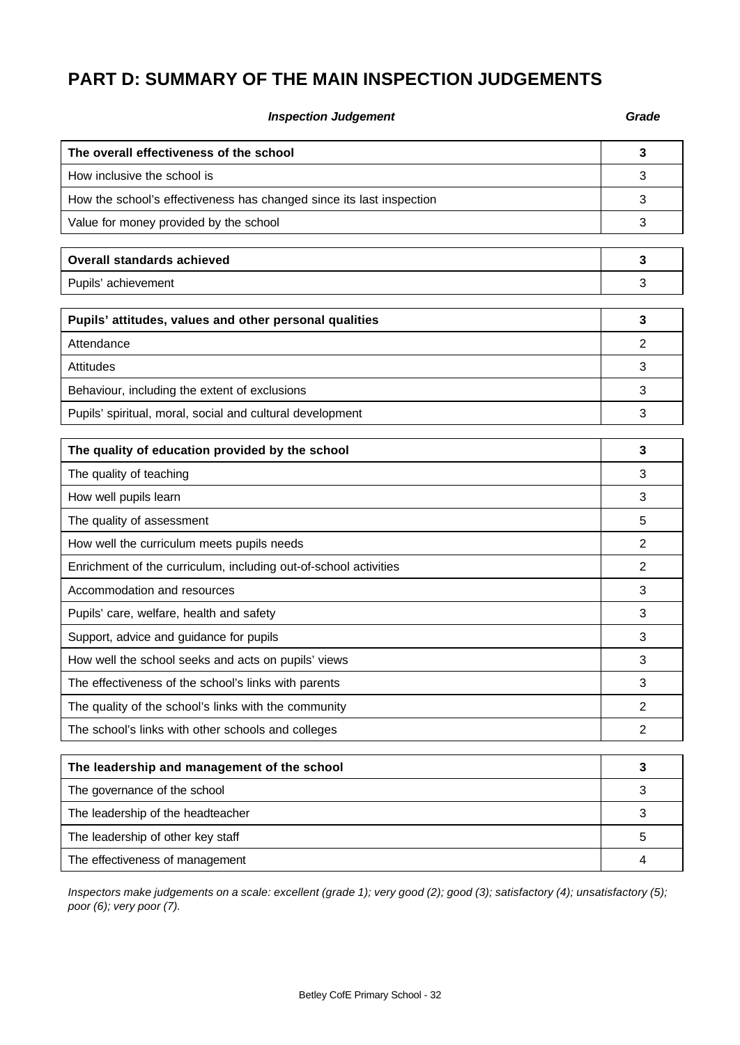# PART D: SUMMARY OF THE MAIN INSPECTION JUDGEMENTS

| *Inspection Judgement* | *Grade* |
|---|---|
| **The overall effectiveness of the school** | **3** |
| How inclusive the school is | 3 |
| How the school's effectiveness has changed since its last inspection | 3 |
| Value for money provided by the school | 3 |
| **Overall standards achieved** | **3** |
| Pupils' achievement | 3 |
| **Pupils' attitudes, values and other personal qualities** | **3** |
| Attendance | 2 |
| Attitudes | 3 |
| Behaviour, including the extent of exclusions | 3 |
| Pupils' spiritual, moral, social and cultural development | 3 |
| **The quality of education provided by the school** | **3** |
| The quality of teaching | 3 |
| How well pupils learn | 3 |
| The quality of assessment | 5 |
| How well the curriculum meets pupils needs | 2 |
| Enrichment of the curriculum, including out-of-school activities | 2 |
| Accommodation and resources | 3 |
| Pupils' care, welfare, health and safety | 3 |
| Support, advice and guidance for pupils | 3 |
| How well the school seeks and acts on pupils' views | 3 |
| The effectiveness of the school's links with parents | 3 |
| The quality of the school's links with the community | 2 |
| The school's links with other schools and colleges | 2 |
| **The leadership and management of the school** | **3** |
| The governance of the school | 3 |
| The leadership of the headteacher | 3 |
| The leadership of other key staff | 5 |
| The effectiveness of management | 4 |

*Inspectors make judgements on a scale: excellent (grade 1); very good (2); good (3); satisfactory (4); unsatisfactory (5); poor (6); very poor (7).*